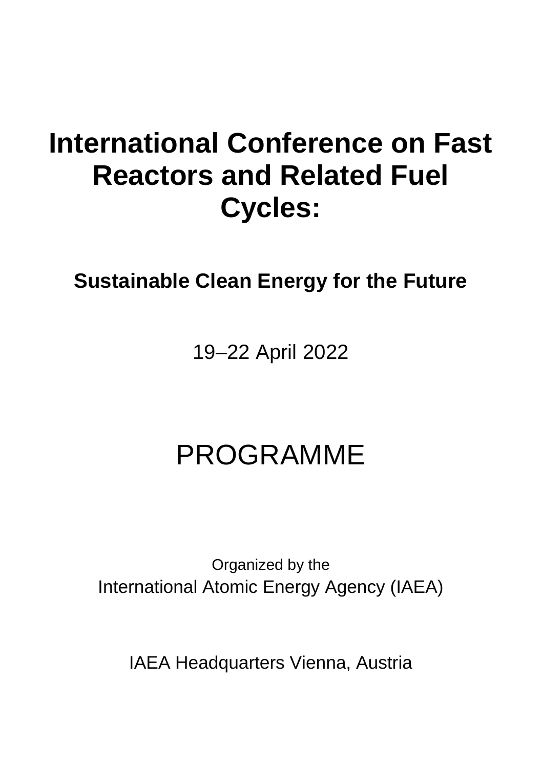# International Conference on Fast Reactors and Related Fuel Cycles:

## Sustainable Clean Energy for the Future

19–22 April 2022

# PROGRAMME

Organized by the
International Atomic Energy Agency (IAEA)

IAEA Headquarters Vienna, Austria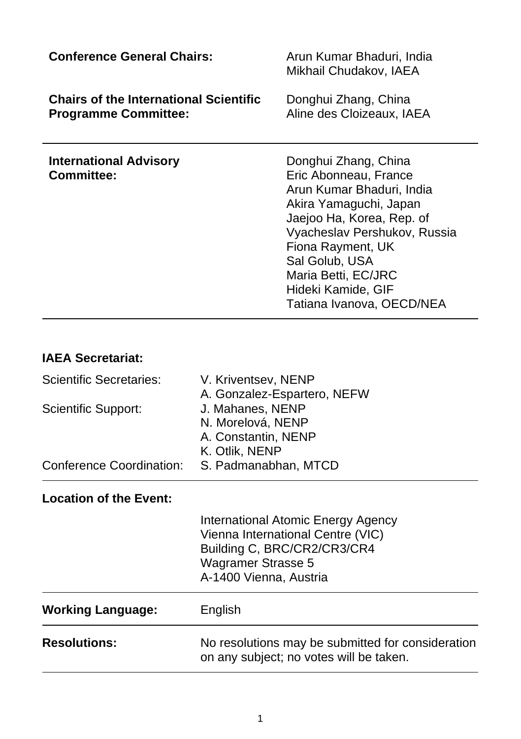| | |
|---|---|
| **Conference General Chairs:** | Arun Kumar Bhaduri, India<br>Mikhail Chudakov, IAEA |
| **Chairs of the International Scientific Programme Committee:** | Donghui Zhang, China<br>Aline des Cloizeaux, IAEA |

| | |
|---|---|
| **International Advisory Committee:** | Donghui Zhang, China<br>Eric Abonneau, France<br>Arun Kumar Bhaduri, India<br>Akira Yamaguchi, Japan<br>Jaejoo Ha, Korea, Rep. of<br>Vyacheslav Pershukov, Russia<br>Fiona Rayment, UK<br>Sal Golub, USA<br>Maria Betti, EC/JRC<br>Hideki Kamide, GIF<br>Tatiana Ivanova, OECD/NEA |

**IAEA Secretariat:**

| | |
|---|---|
| Scientific Secretaries: | V. Kriventsev, NENP<br>A. Gonzalez-Espartero, NEFW |
| Scientific Support: | J. Mahanes, NENP<br>N. Morelová, NENP<br>A. Constantin, NENP<br>K. Otlik, NENP |
| Conference Coordination: | S. Padmanabhan, MTCD |

**Location of the Event:**

International Atomic Energy Agency
Vienna International Centre (VIC)
Building C, BRC/CR2/CR3/CR4
Wagramer Strasse 5
A-1400 Vienna, Austria

**Working Language:** English

**Resolutions:** No resolutions may be submitted for consideration on any subject; no votes will be taken.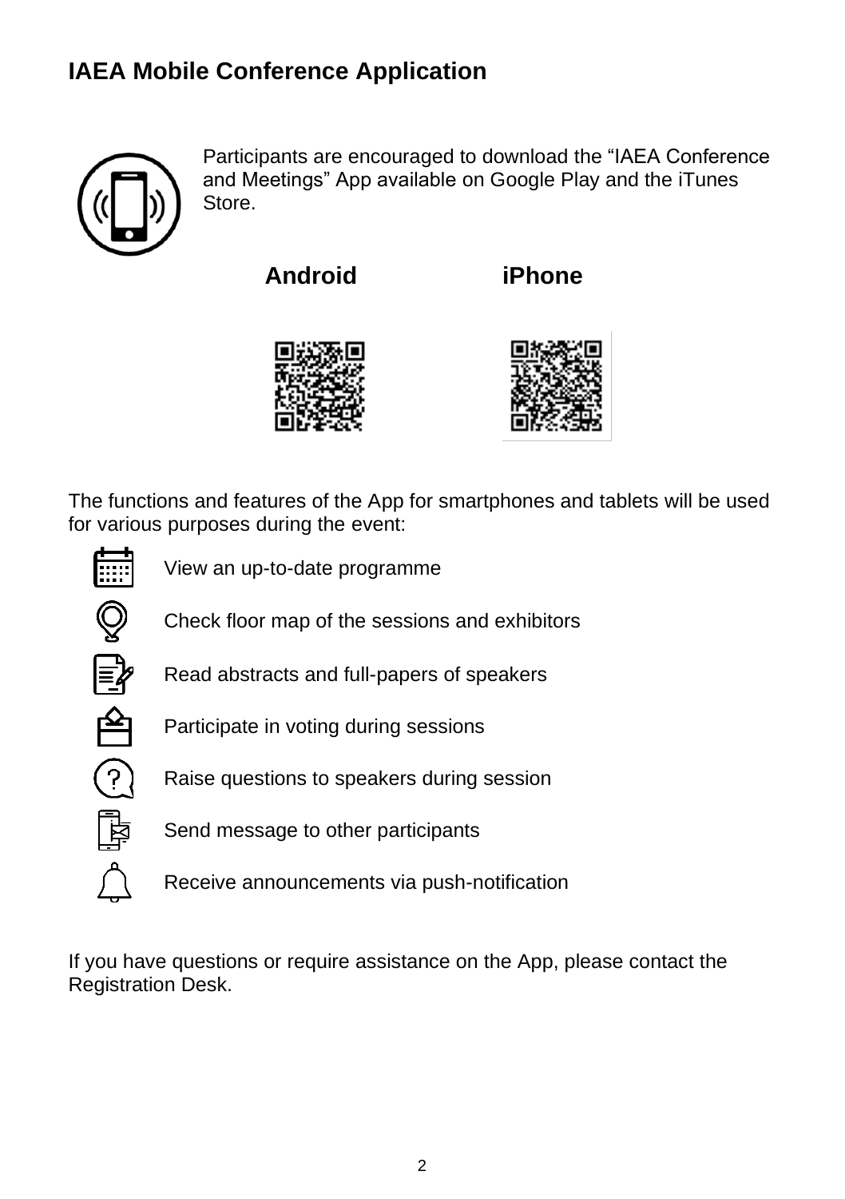## IAEA Mobile Conference Application

Participants are encouraged to download the "IAEA Conference and Meetings" App available on Google Play and the iTunes Store.

**Android** **iPhone**

The functions and features of the App for smartphones and tablets will be used for various purposes during the event:

- View an up-to-date programme
- Check floor map of the sessions and exhibitors
- Read abstracts and full-papers of speakers
- Participate in voting during sessions
- Raise questions to speakers during session
- Send message to other participants
- Receive announcements via push-notification

If you have questions or require assistance on the App, please contact the Registration Desk.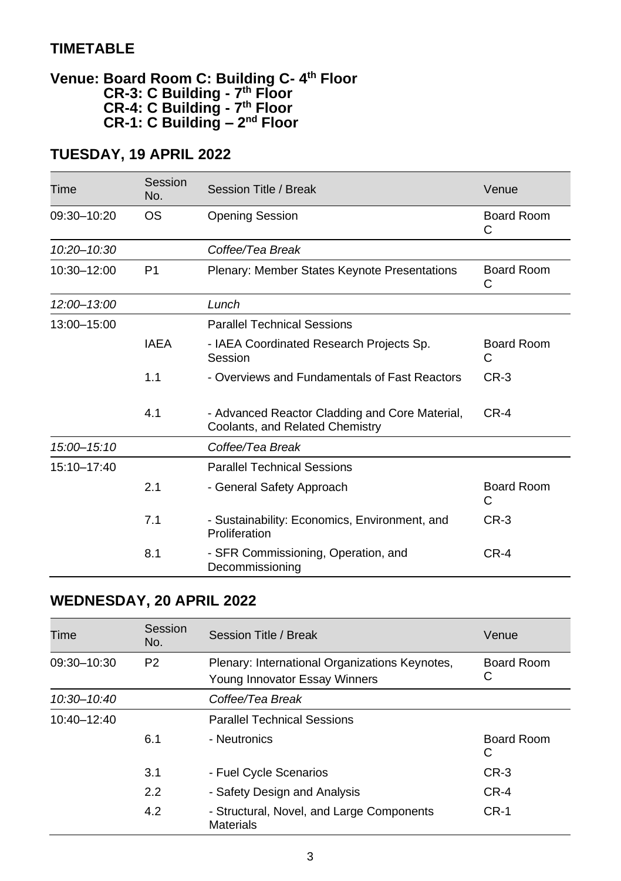## TIMETABLE

### Venue: Board Room C: Building C- 4th Floor
### CR-3: C Building - 7th Floor
### CR-4: C Building - 7th Floor
### CR-1: C Building – 2nd Floor

## TUESDAY, 19 APRIL 2022

| Time | Session No. | Session Title / Break | Venue |
|---|---|---|---|
| 09:30–10:20 | OS | Opening Session | Board Room C |
| *10:20–10:30* | | *Coffee/Tea Break* | |
| 10:30–12:00 | P1 | Plenary: Member States Keynote Presentations | Board Room C |
| *12:00–13:00* | | *Lunch* | |
| 13:00–15:00 | | Parallel Technical Sessions | |
| | IAEA | - IAEA Coordinated Research Projects Sp. Session | Board Room C |
| | 1.1 | - Overviews and Fundamentals of Fast Reactors | CR-3 |
| | 4.1 | - Advanced Reactor Cladding and Core Material, Coolants, and Related Chemistry | CR-4 |
| *15:00–15:10* | | *Coffee/Tea Break* | |
| 15:10–17:40 | | Parallel Technical Sessions | |
| | 2.1 | - General Safety Approach | Board Room C |
| | 7.1 | - Sustainability: Economics, Environment, and Proliferation | CR-3 |
| | 8.1 | - SFR Commissioning, Operation, and Decommissioning | CR-4 |

## WEDNESDAY, 20 APRIL 2022

| Time | Session No. | Session Title / Break | Venue |
|---|---|---|---|
| 09:30–10:30 | P2 | Plenary: International Organizations Keynotes, Young Innovator Essay Winners | Board Room C |
| *10:30–10:40* | | *Coffee/Tea Break* | |
| 10:40–12:40 | | Parallel Technical Sessions | |
| | 6.1 | - Neutronics | Board Room C |
| | 3.1 | - Fuel Cycle Scenarios | CR-3 |
| | 2.2 | - Safety Design and Analysis | CR-4 |
| | 4.2 | - Structural, Novel, and Large Components Materials | CR-1 |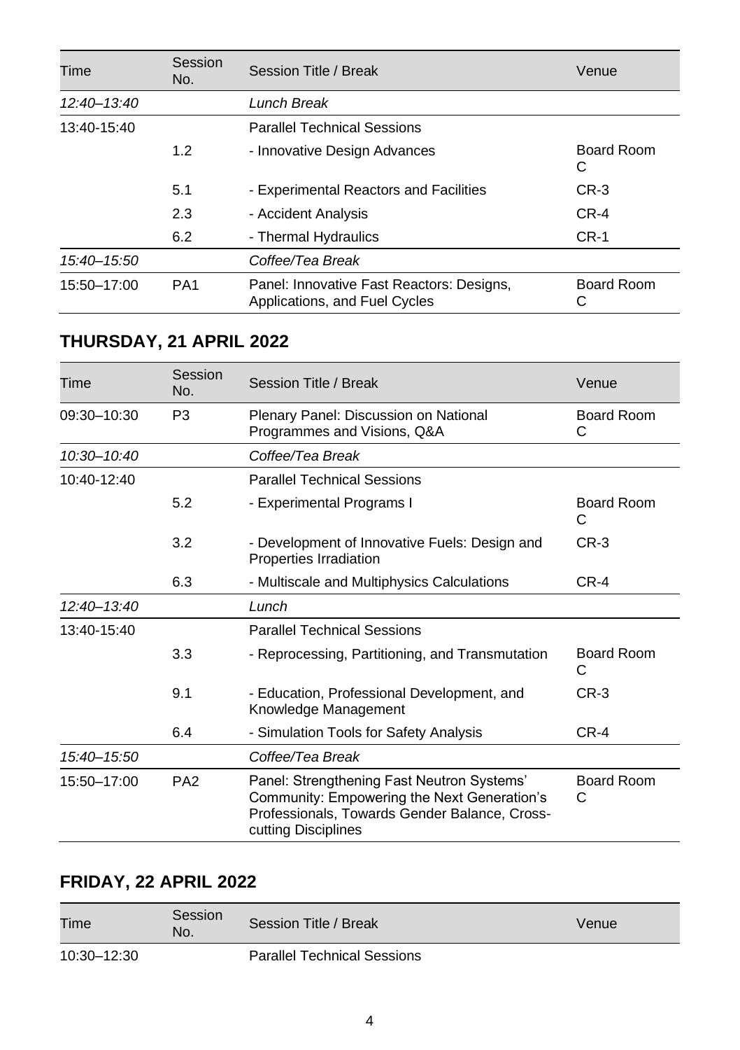| Time | Session No. | Session Title / Break | Venue |
|---|---|---|---|
| *12:40–13:40* | | *Lunch Break* | |
| 13:40-15:40 | | Parallel Technical Sessions | |
| | 1.2 | - Innovative Design Advances | Board Room C |
| | 5.1 | - Experimental Reactors and Facilities | CR-3 |
| | 2.3 | - Accident Analysis | CR-4 |
| | 6.2 | - Thermal Hydraulics | CR-1 |
| *15:40–15:50* | | *Coffee/Tea Break* | |
| 15:50–17:00 | PA1 | Panel: Innovative Fast Reactors: Designs, Applications, and Fuel Cycles | Board Room C |

## THURSDAY, 21 APRIL 2022

| Time | Session No. | Session Title / Break | Venue |
|---|---|---|---|
| 09:30–10:30 | P3 | Plenary Panel: Discussion on National Programmes and Visions, Q&A | Board Room C |
| *10:30–10:40* | | *Coffee/Tea Break* | |
| 10:40-12:40 | | Parallel Technical Sessions | |
| | 5.2 | - Experimental Programs I | Board Room C |
| | 3.2 | - Development of Innovative Fuels: Design and Properties Irradiation | CR-3 |
| | 6.3 | - Multiscale and Multiphysics Calculations | CR-4 |
| *12:40–13:40* | | *Lunch* | |
| 13:40-15:40 | | Parallel Technical Sessions | |
| | 3.3 | - Reprocessing, Partitioning, and Transmutation | Board Room C |
| | 9.1 | - Education, Professional Development, and Knowledge Management | CR-3 |
| | 6.4 | - Simulation Tools for Safety Analysis | CR-4 |
| *15:40–15:50* | | *Coffee/Tea Break* | |
| 15:50–17:00 | PA2 | Panel: Strengthening Fast Neutron Systems' Community: Empowering the Next Generation's Professionals, Towards Gender Balance, Cross-cutting Disciplines | Board Room C |

## FRIDAY, 22 APRIL 2022

| Time | Session No. | Session Title / Break | Venue |
|---|---|---|---|
| 10:30–12:30 | | Parallel Technical Sessions | |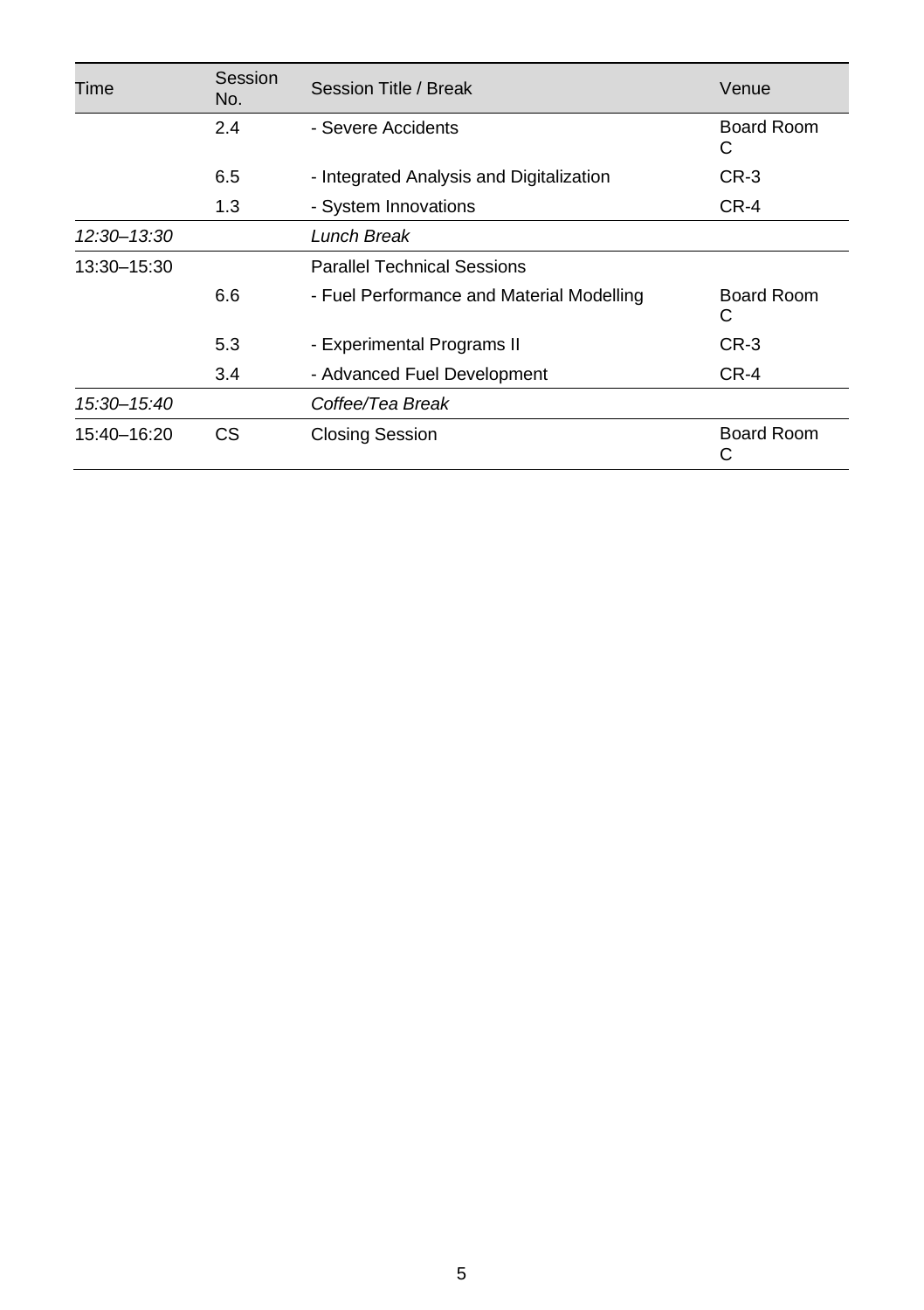| Time | Session No. | Session Title / Break | Venue |
|---|---|---|---|
| | 2.4 | - Severe Accidents | Board Room C |
| | 6.5 | - Integrated Analysis and Digitalization | CR-3 |
| | 1.3 | - System Innovations | CR-4 |
| *12:30–13:30* | | *Lunch Break* | |
| 13:30–15:30 | | Parallel Technical Sessions | |
| | 6.6 | - Fuel Performance and Material Modelling | Board Room C |
| | 5.3 | - Experimental Programs II | CR-3 |
| | 3.4 | - Advanced Fuel Development | CR-4 |
| *15:30–15:40* | | *Coffee/Tea Break* | |
| 15:40–16:20 | CS | Closing Session | Board Room C |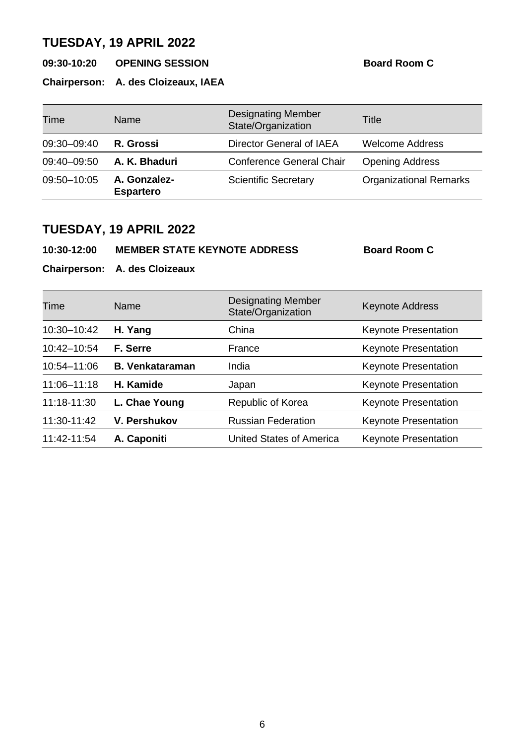## TUESDAY, 19 APRIL 2022

**09:30-10:20 OPENING SESSION** **Board Room C**

**Chairperson: A. des Cloizeaux, IAEA**

| Time | Name | Designating Member State/Organization | Title |
|---|---|---|---|
| 09:30–09:40 | **R. Grossi** | Director General of IAEA | Welcome Address |
| 09:40–09:50 | **A. K. Bhaduri** | Conference General Chair | Opening Address |
| 09:50–10:05 | **A. Gonzalez-Espartero** | Scientific Secretary | Organizational Remarks |

## TUESDAY, 19 APRIL 2022

**10:30-12:00 MEMBER STATE KEYNOTE ADDRESS** **Board Room C**

**Chairperson: A. des Cloizeaux**

| Time | Name | Designating Member State/Organization | Keynote Address |
|---|---|---|---|
| 10:30–10:42 | **H. Yang** | China | Keynote Presentation |
| 10:42–10:54 | **F. Serre** | France | Keynote Presentation |
| 10:54–11:06 | **B. Venkataraman** | India | Keynote Presentation |
| 11:06–11:18 | **H. Kamide** | Japan | Keynote Presentation |
| 11:18-11:30 | **L. Chae Young** | Republic of Korea | Keynote Presentation |
| 11:30-11:42 | **V. Pershukov** | Russian Federation | Keynote Presentation |
| 11:42-11:54 | **A. Caponiti** | United States of America | Keynote Presentation |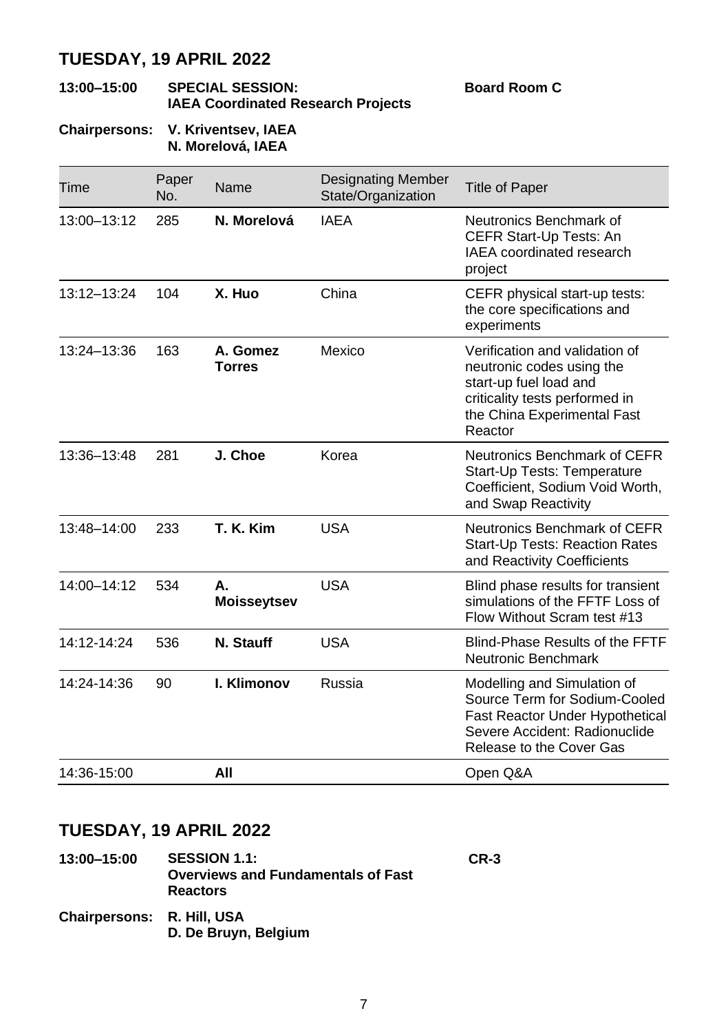## TUESDAY, 19 APRIL 2022

**13:00–15:00** **SPECIAL SESSION: IAEA Coordinated Research Projects** **Board Room C**

**Chairpersons:** **V. Kriventsev, IAEA**
**N. Morelová, IAEA**

| Time | Paper No. | Name | Designating Member State/Organization | Title of Paper |
|---|---|---|---|---|
| 13:00–13:12 | 285 | **N. Morelová** | IAEA | Neutronics Benchmark of CEFR Start-Up Tests: An IAEA coordinated research project |
| 13:12–13:24 | 104 | **X. Huo** | China | CEFR physical start-up tests: the core specifications and experiments |
| 13:24–13:36 | 163 | **A. Gomez Torres** | Mexico | Verification and validation of neutronic codes using the start-up fuel load and criticality tests performed in the China Experimental Fast Reactor |
| 13:36–13:48 | 281 | **J. Choe** | Korea | Neutronics Benchmark of CEFR Start-Up Tests: Temperature Coefficient, Sodium Void Worth, and Swap Reactivity |
| 13:48–14:00 | 233 | **T. K. Kim** | USA | Neutronics Benchmark of CEFR Start-Up Tests: Reaction Rates and Reactivity Coefficients |
| 14:00–14:12 | 534 | **A. Moisseytsev** | USA | Blind phase results for transient simulations of the FFTF Loss of Flow Without Scram test #13 |
| 14:12-14:24 | 536 | **N. Stauff** | USA | Blind-Phase Results of the FFTF Neutronic Benchmark |
| 14:24-14:36 | 90 | **I. Klimonov** | Russia | Modelling and Simulation of Source Term for Sodium-Cooled Fast Reactor Under Hypothetical Severe Accident: Radionuclide Release to the Cover Gas |
| 14:36-15:00 | | **All** | | Open Q&A |

## TUESDAY, 19 APRIL 2022

**13:00–15:00** **SESSION 1.1: Overviews and Fundamentals of Fast Reactors** **CR-3**

**Chairpersons:** **R. Hill, USA**
**D. De Bruyn, Belgium**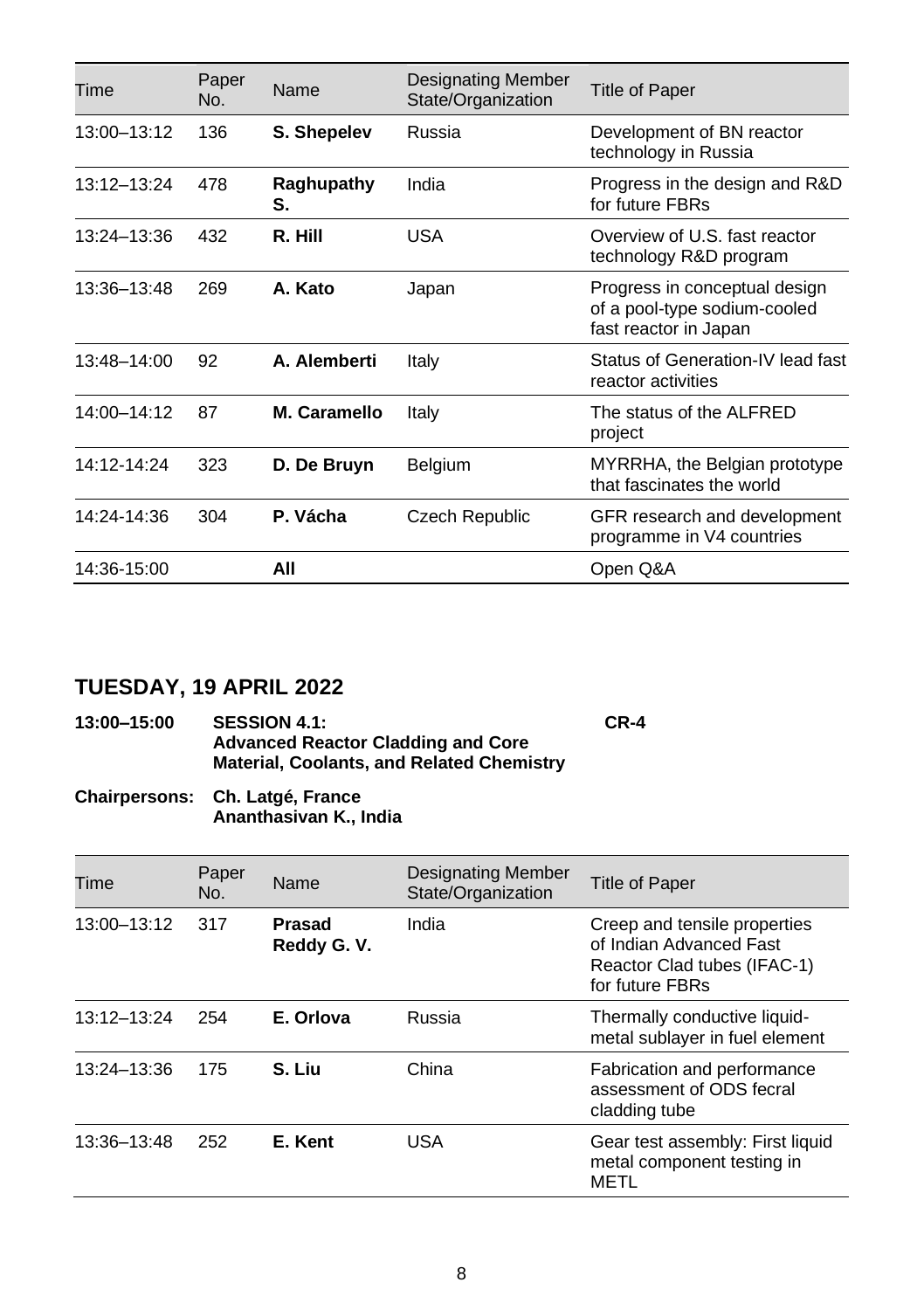| Time | Paper No. | Name | Designating Member State/Organization | Title of Paper |
|---|---|---|---|---|
| 13:00–13:12 | 136 | **S. Shepelev** | Russia | Development of BN reactor technology in Russia |
| 13:12–13:24 | 478 | **Raghupathy S.** | India | Progress in the design and R&D for future FBRs |
| 13:24–13:36 | 432 | **R. Hill** | USA | Overview of U.S. fast reactor technology R&D program |
| 13:36–13:48 | 269 | **A. Kato** | Japan | Progress in conceptual design of a pool-type sodium-cooled fast reactor in Japan |
| 13:48–14:00 | 92 | **A. Alemberti** | Italy | Status of Generation-IV lead fast reactor activities |
| 14:00–14:12 | 87 | **M. Caramello** | Italy | The status of the ALFRED project |
| 14:12-14:24 | 323 | **D. De Bruyn** | Belgium | MYRRHA, the Belgian prototype that fascinates the world |
| 14:24-14:36 | 304 | **P. Vácha** | Czech Republic | GFR research and development programme in V4 countries |
| 14:36-15:00 | | **All** | | Open Q&A |

## TUESDAY, 19 APRIL 2022

**13:00–15:00** **SESSION 4.1: Advanced Reactor Cladding and Core Material, Coolants, and Related Chemistry** **CR-4**

**Chairpersons:** **Ch. Latgé, France**
**Ananthasivan K., India**

| Time | Paper No. | Name | Designating Member State/Organization | Title of Paper |
|---|---|---|---|---|
| 13:00–13:12 | 317 | **Prasad Reddy G. V.** | India | Creep and tensile properties of Indian Advanced Fast Reactor Clad tubes (IFAC-1) for future FBRs |
| 13:12–13:24 | 254 | **E. Orlova** | Russia | Thermally conductive liquid-metal sublayer in fuel element |
| 13:24–13:36 | 175 | **S. Liu** | China | Fabrication and performance assessment of ODS fecral cladding tube |
| 13:36–13:48 | 252 | **E. Kent** | USA | Gear test assembly: First liquid metal component testing in METL |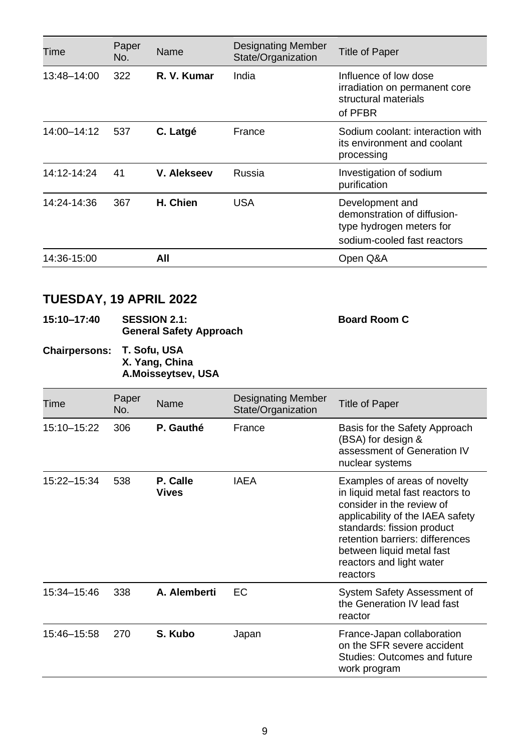| Time | Paper No. | Name | Designating Member State/Organization | Title of Paper |
|---|---|---|---|---|
| 13:48–14:00 | 322 | **R. V. Kumar** | India | Influence of low dose irradiation on permanent core structural materials of PFBR |
| 14:00–14:12 | 537 | **C. Latgé** | France | Sodium coolant: interaction with its environment and coolant processing |
| 14:12-14:24 | 41 | **V. Alekseev** | Russia | Investigation of sodium purification |
| 14:24-14:36 | 367 | **H. Chien** | USA | Development and demonstration of diffusion-type hydrogen meters for sodium-cooled fast reactors |
| 14:36-15:00 | | **All** | | Open Q&A |

## TUESDAY, 19 APRIL 2022

**15:10–17:40** **SESSION 2.1: General Safety Approach** **Board Room C**

**Chairpersons:** **T. Sofu, USA**
**X. Yang, China**
**A.Moisseytsev, USA**

| Time | Paper No. | Name | Designating Member State/Organization | Title of Paper |
|---|---|---|---|---|
| 15:10–15:22 | 306 | **P. Gauthé** | France | Basis for the Safety Approach (BSA) for design & assessment of Generation IV nuclear systems |
| 15:22–15:34 | 538 | **P. Calle Vives** | IAEA | Examples of areas of novelty in liquid metal fast reactors to consider in the review of applicability of the IAEA safety standards: fission product retention barriers: differences between liquid metal fast reactors and light water reactors |
| 15:34–15:46 | 338 | **A. Alemberti** | EC | System Safety Assessment of the Generation IV lead fast reactor |
| 15:46–15:58 | 270 | **S. Kubo** | Japan | France-Japan collaboration on the SFR severe accident Studies: Outcomes and future work program |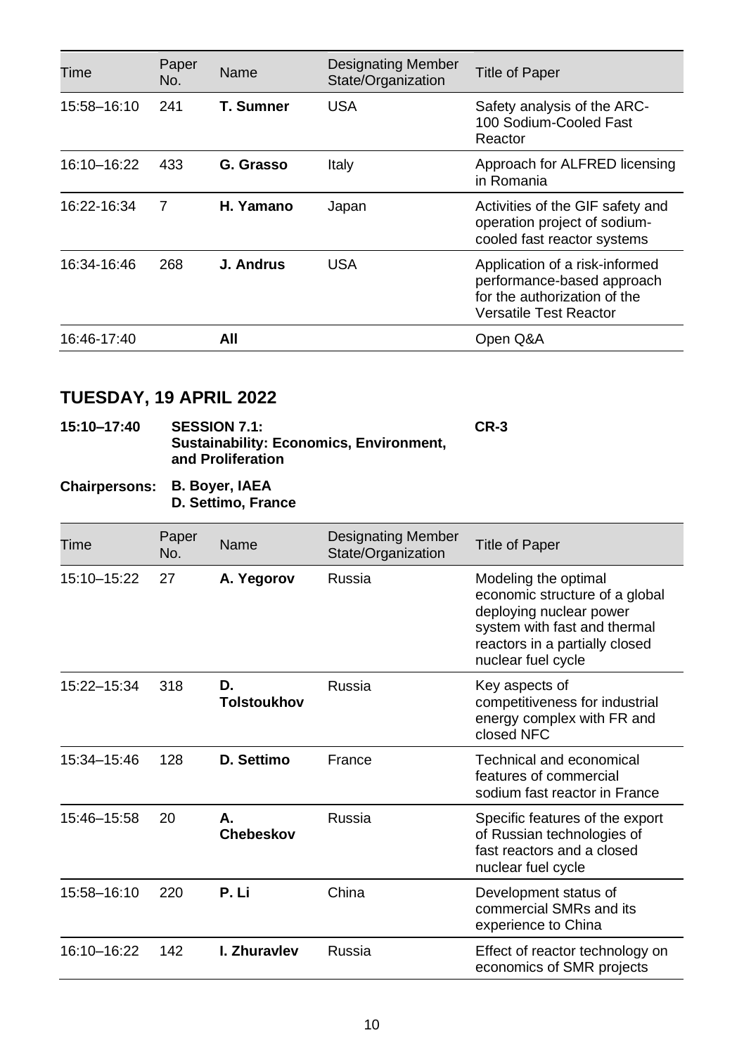| Time | Paper No. | Name | Designating Member State/Organization | Title of Paper |
|---|---|---|---|---|
| 15:58–16:10 | 241 | **T. Sumner** | USA | Safety analysis of the ARC-100 Sodium-Cooled Fast Reactor |
| 16:10–16:22 | 433 | **G. Grasso** | Italy | Approach for ALFRED licensing in Romania |
| 16:22-16:34 | 7 | **H. Yamano** | Japan | Activities of the GIF safety and operation project of sodium-cooled fast reactor systems |
| 16:34-16:46 | 268 | **J. Andrus** | USA | Application of a risk-informed performance-based approach for the authorization of the Versatile Test Reactor |
| 16:46-17:40 | | **All** | | Open Q&A |

## TUESDAY, 19 APRIL 2022

**15:10–17:40** **SESSION 7.1: Sustainability: Economics, Environment, and Proliferation** **CR-3**

**Chairpersons:** **B. Boyer, IAEA**
**D. Settimo, France**

| Time | Paper No. | Name | Designating Member State/Organization | Title of Paper |
|---|---|---|---|---|
| 15:10–15:22 | 27 | **A. Yegorov** | Russia | Modeling the optimal economic structure of a global deploying nuclear power system with fast and thermal reactors in a partially closed nuclear fuel cycle |
| 15:22–15:34 | 318 | **D. Tolstoukhov** | Russia | Key aspects of competitiveness for industrial energy complex with FR and closed NFC |
| 15:34–15:46 | 128 | **D. Settimo** | France | Technical and economical features of commercial sodium fast reactor in France |
| 15:46–15:58 | 20 | **A. Chebeskov** | Russia | Specific features of the export of Russian technologies of fast reactors and a closed nuclear fuel cycle |
| 15:58–16:10 | 220 | **P. Li** | China | Development status of commercial SMRs and its experience to China |
| 16:10–16:22 | 142 | **I. Zhuravlev** | Russia | Effect of reactor technology on economics of SMR projects |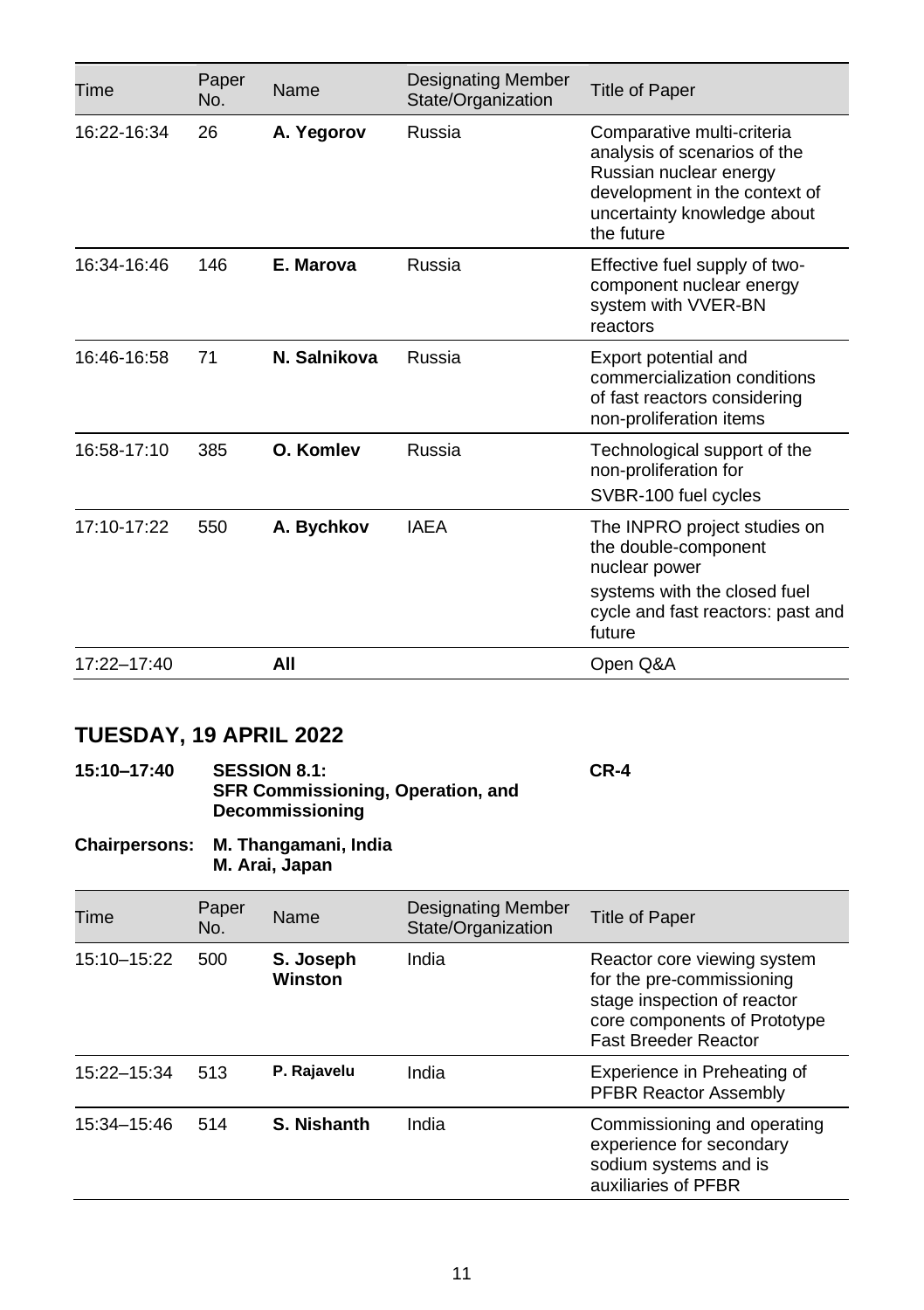| Time | Paper No. | Name | Designating Member State/Organization | Title of Paper |
|---|---|---|---|---|
| 16:22-16:34 | 26 | **A. Yegorov** | Russia | Comparative multi-criteria analysis of scenarios of the Russian nuclear energy development in the context of uncertainty knowledge about the future |
| 16:34-16:46 | 146 | **E. Marova** | Russia | Effective fuel supply of two-component nuclear energy system with VVER-BN reactors |
| 16:46-16:58 | 71 | **N. Salnikova** | Russia | Export potential and commercialization conditions of fast reactors considering non-proliferation items |
| 16:58-17:10 | 385 | **O. Komlev** | Russia | Technological support of the non-proliferation for SVBR-100 fuel cycles |
| 17:10-17:22 | 550 | **A. Bychkov** | IAEA | The INPRO project studies on the double-component nuclear power systems with the closed fuel cycle and fast reactors: past and future |
| 17:22–17:40 | | **All** | | Open Q&A |

## TUESDAY, 19 APRIL 2022

**15:10–17:40** **SESSION 8.1: SFR Commissioning, Operation, and Decommissioning** **CR-4**

**Chairpersons:** **M. Thangamani, India**
**M. Arai, Japan**

| Time | Paper No. | Name | Designating Member State/Organization | Title of Paper |
|---|---|---|---|---|
| 15:10–15:22 | 500 | **S. Joseph Winston** | India | Reactor core viewing system for the pre-commissioning stage inspection of reactor core components of Prototype Fast Breeder Reactor |
| 15:22–15:34 | 513 | **P. Rajavelu** | India | Experience in Preheating of PFBR Reactor Assembly |
| 15:34–15:46 | 514 | **S. Nishanth** | India | Commissioning and operating experience for secondary sodium systems and is auxiliaries of PFBR |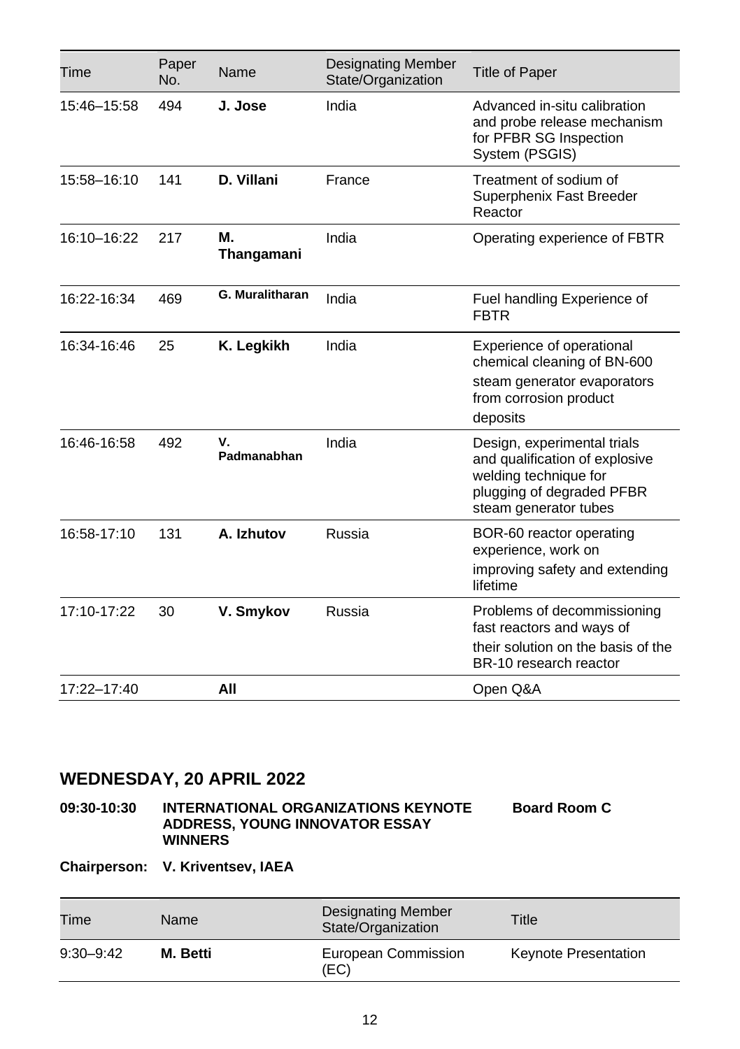| Time | Paper No. | Name | Designating Member State/Organization | Title of Paper |
|---|---|---|---|---|
| 15:46–15:58 | 494 | **J. Jose** | India | Advanced in-situ calibration and probe release mechanism for PFBR SG Inspection System (PSGIS) |
| 15:58–16:10 | 141 | **D. Villani** | France | Treatment of sodium of Superphenix Fast Breeder Reactor |
| 16:10–16:22 | 217 | **M. Thangamani** | India | Operating experience of FBTR |
| 16:22-16:34 | 469 | **G. Muralitharan** | India | Fuel handling Experience of FBTR |
| 16:34-16:46 | 25 | **K. Legkikh** | India | Experience of operational chemical cleaning of BN-600 steam generator evaporators from corrosion product deposits |
| 16:46-16:58 | 492 | **V. Padmanabhan** | India | Design, experimental trials and qualification of explosive welding technique for plugging of degraded PFBR steam generator tubes |
| 16:58-17:10 | 131 | **A. Izhutov** | Russia | BOR-60 reactor operating experience, work on improving safety and extending lifetime |
| 17:10-17:22 | 30 | **V. Smykov** | Russia | Problems of decommissioning fast reactors and ways of their solution on the basis of the BR-10 research reactor |
| 17:22–17:40 | | **All** | | Open Q&A |

## WEDNESDAY, 20 APRIL 2022

**09:30-10:30 INTERNATIONAL ORGANIZATIONS KEYNOTE ADDRESS, YOUNG INNOVATOR ESSAY WINNERS** **Board Room C**

**Chairperson: V. Kriventsev, IAEA**

| Time | Name | Designating Member State/Organization | Title |
|---|---|---|---|
| 9:30–9:42 | **M. Betti** | European Commission (EC) | Keynote Presentation |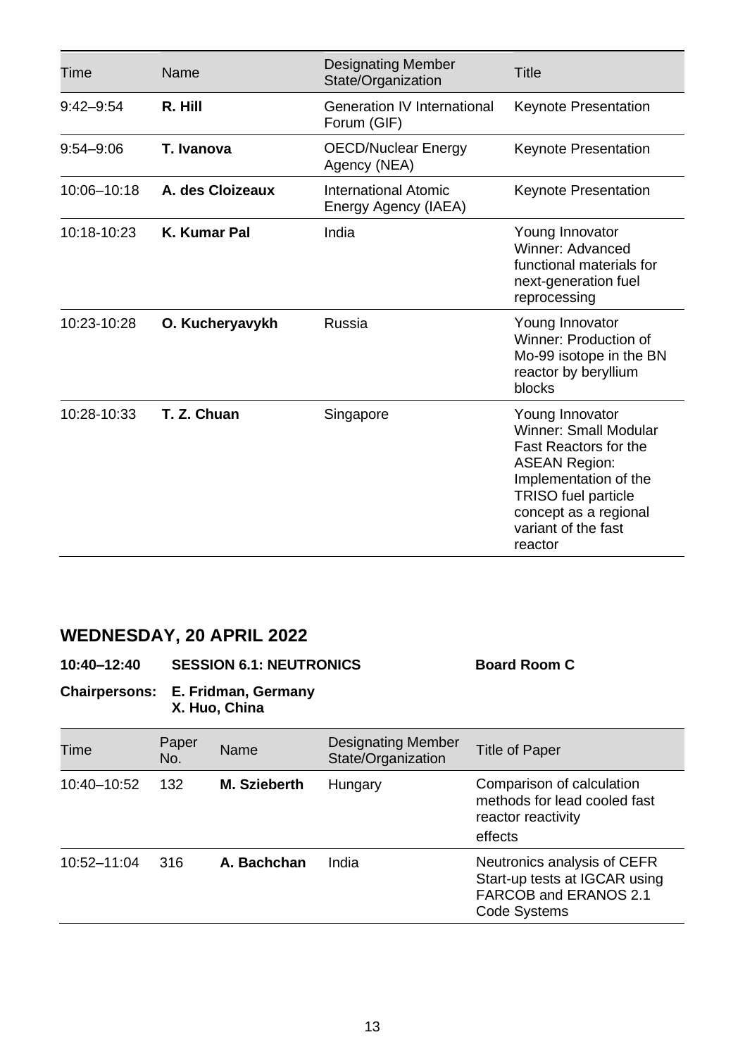| Time | Name | Designating Member State/Organization | Title |
|---|---|---|---|
| 9:42–9:54 | **R. Hill** | Generation IV International Forum (GIF) | Keynote Presentation |
| 9:54–9:06 | **T. Ivanova** | OECD/Nuclear Energy Agency (NEA) | Keynote Presentation |
| 10:06–10:18 | **A. des Cloizeaux** | International Atomic Energy Agency (IAEA) | Keynote Presentation |
| 10:18-10:23 | **K. Kumar Pal** | India | Young Innovator Winner: Advanced functional materials for next-generation fuel reprocessing |
| 10:23-10:28 | **O. Kucheryavykh** | Russia | Young Innovator Winner: Production of Mo-99 isotope in the BN reactor by beryllium blocks |
| 10:28-10:33 | **T. Z. Chuan** | Singapore | Young Innovator Winner: Small Modular Fast Reactors for the ASEAN Region: Implementation of the TRISO fuel particle concept as a regional variant of the fast reactor |

## WEDNESDAY, 20 APRIL 2022

**10:40–12:40 SESSION 6.1: NEUTRONICS** **Board Room C**

**Chairpersons: E. Fridman, Germany**
**X. Huo, China**

| Time | Paper No. | Name | Designating Member State/Organization | Title of Paper |
|---|---|---|---|---|
| 10:40–10:52 | 132 | **M. Szieberth** | Hungary | Comparison of calculation methods for lead cooled fast reactor reactivity effects |
| 10:52–11:04 | 316 | **A. Bachchan** | India | Neutronics analysis of CEFR Start-up tests at IGCAR using FARCOB and ERANOS 2.1 Code Systems |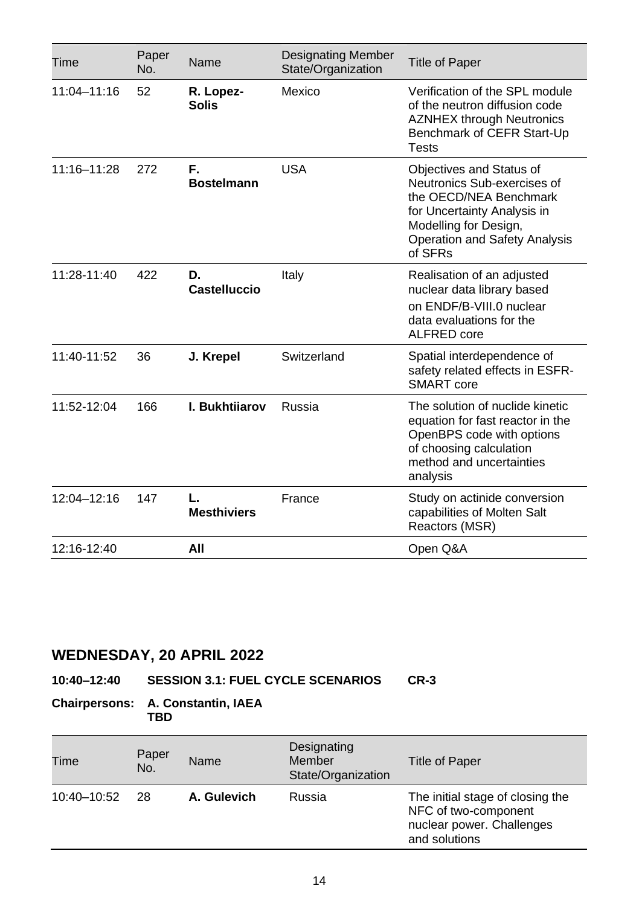| Time | Paper No. | Name | Designating Member State/Organization | Title of Paper |
|---|---|---|---|---|
| 11:04–11:16 | 52 | **R. Lopez-Solis** | Mexico | Verification of the SPL module of the neutron diffusion code AZNHEX through Neutronics Benchmark of CEFR Start-Up Tests |
| 11:16–11:28 | 272 | **F. Bostelmann** | USA | Objectives and Status of Neutronics Sub-exercises of the OECD/NEA Benchmark for Uncertainty Analysis in Modelling for Design, Operation and Safety Analysis of SFRs |
| 11:28-11:40 | 422 | **D. Castelluccio** | Italy | Realisation of an adjusted nuclear data library based on ENDF/B-VIII.0 nuclear data evaluations for the ALFRED core |
| 11:40-11:52 | 36 | **J. Krepel** | Switzerland | Spatial interdependence of safety related effects in ESFR-SMART core |
| 11:52-12:04 | 166 | **I. Bukhtiiarov** | Russia | The solution of nuclide kinetic equation for fast reactor in the OpenBPS code with options of choosing calculation method and uncertainties analysis |
| 12:04–12:16 | 147 | **L. Mesthiviers** | France | Study on actinide conversion capabilities of Molten Salt Reactors (MSR) |
| 12:16-12:40 | | **All** | | Open Q&A |

## WEDNESDAY, 20 APRIL 2022

**10:40–12:40 SESSION 3.1: FUEL CYCLE SCENARIOS CR-3**

**Chairpersons: A. Constantin, IAEA**
**TBD**

| Time | Paper No. | Name | Designating Member State/Organization | Title of Paper |
|---|---|---|---|---|
| 10:40–10:52 | 28 | **A. Gulevich** | Russia | The initial stage of closing the NFC of two-component nuclear power. Challenges and solutions |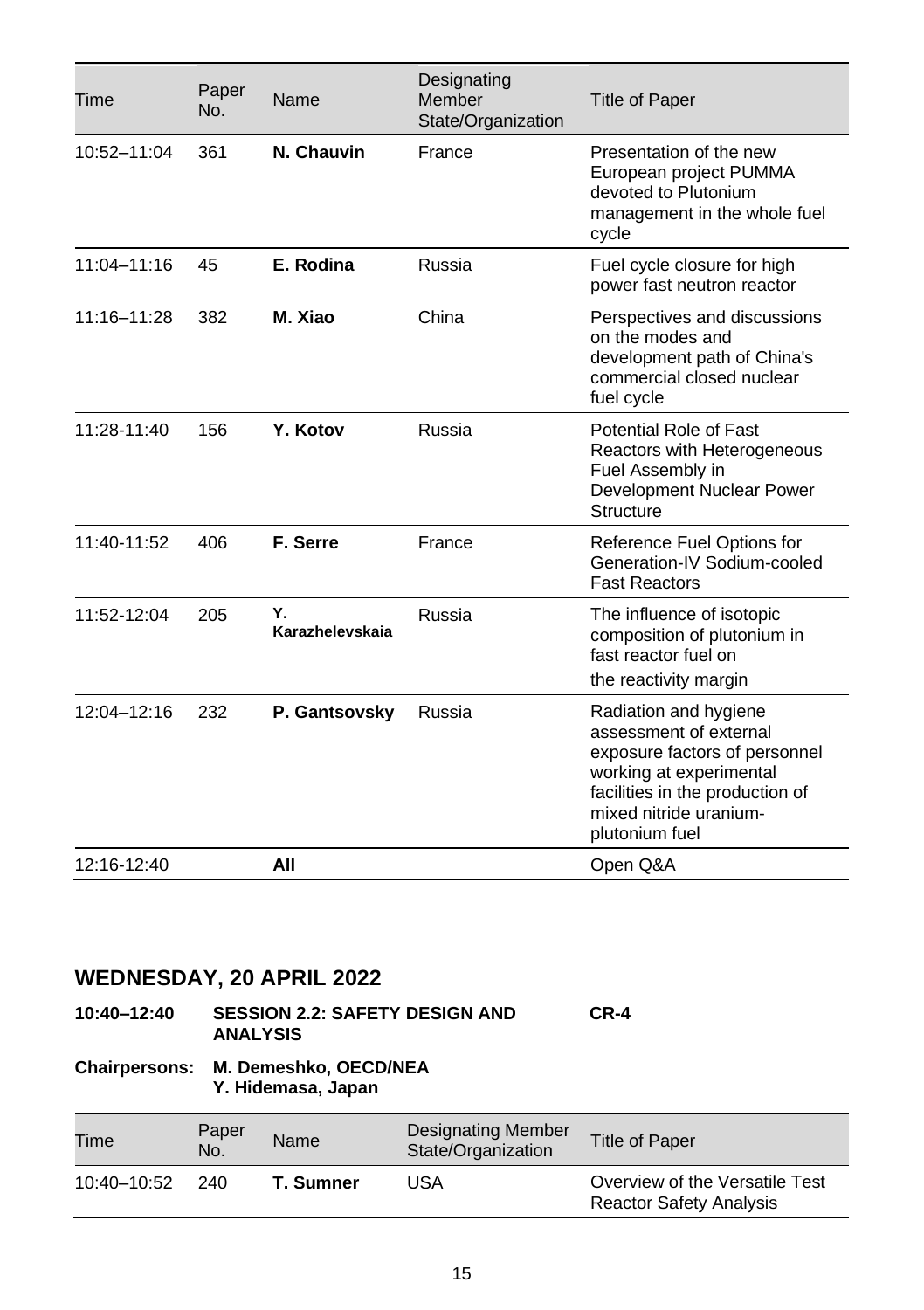| Time | Paper No. | Name | Designating Member State/Organization | Title of Paper |
|---|---|---|---|---|
| 10:52–11:04 | 361 | **N. Chauvin** | France | Presentation of the new European project PUMMA devoted to Plutonium management in the whole fuel cycle |
| 11:04–11:16 | 45 | **E. Rodina** | Russia | Fuel cycle closure for high power fast neutron reactor |
| 11:16–11:28 | 382 | **M. Xiao** | China | Perspectives and discussions on the modes and development path of China's commercial closed nuclear fuel cycle |
| 11:28-11:40 | 156 | **Y. Kotov** | Russia | Potential Role of Fast Reactors with Heterogeneous Fuel Assembly in Development Nuclear Power Structure |
| 11:40-11:52 | 406 | **F. Serre** | France | Reference Fuel Options for Generation-IV Sodium-cooled Fast Reactors |
| 11:52-12:04 | 205 | **Y. Karazhelevskaia** | Russia | The influence of isotopic composition of plutonium in fast reactor fuel on the reactivity margin |
| 12:04–12:16 | 232 | **P. Gantsovsky** | Russia | Radiation and hygiene assessment of external exposure factors of personnel working at experimental facilities in the production of mixed nitride uranium-plutonium fuel |
| 12:16-12:40 | | **All** | | Open Q&A |

## WEDNESDAY, 20 APRIL 2022

**10:40–12:40** **SESSION 2.2: SAFETY DESIGN AND ANALYSIS** **CR-4**

**Chairpersons:** **M. Demeshko, OECD/NEA**
**Y. Hidemasa, Japan**

| Time | Paper No. | Name | Designating Member State/Organization | Title of Paper |
|---|---|---|---|---|
| 10:40–10:52 | 240 | **T. Sumner** | USA | Overview of the Versatile Test Reactor Safety Analysis |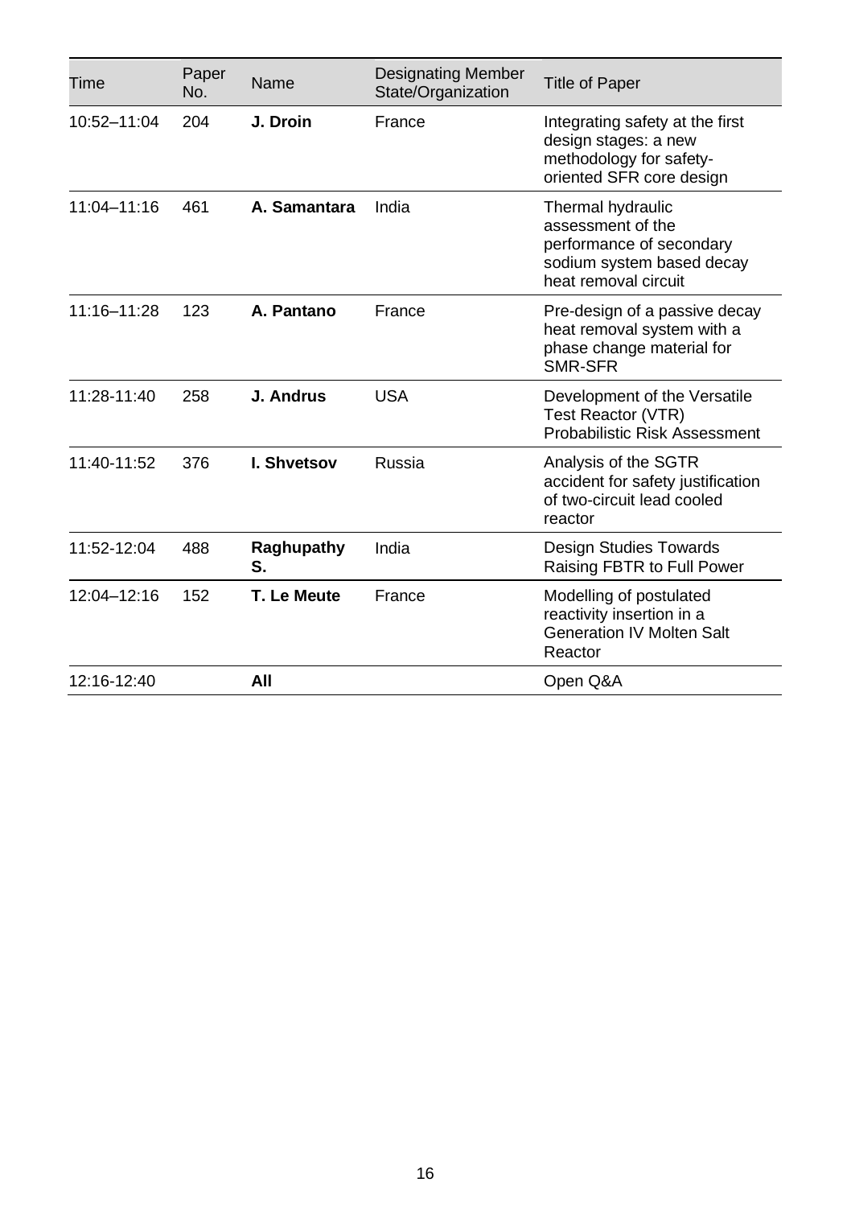| Time | Paper No. | Name | Designating Member State/Organization | Title of Paper |
|---|---|---|---|---|
| 10:52–11:04 | 204 | **J. Droin** | France | Integrating safety at the first design stages: a new methodology for safety-oriented SFR core design |
| 11:04–11:16 | 461 | **A. Samantara** | India | Thermal hydraulic assessment of the performance of secondary sodium system based decay heat removal circuit |
| 11:16–11:28 | 123 | **A. Pantano** | France | Pre-design of a passive decay heat removal system with a phase change material for SMR-SFR |
| 11:28-11:40 | 258 | **J. Andrus** | USA | Development of the Versatile Test Reactor (VTR) Probabilistic Risk Assessment |
| 11:40-11:52 | 376 | **I. Shvetsov** | Russia | Analysis of the SGTR accident for safety justification of two-circuit lead cooled reactor |
| 11:52-12:04 | 488 | **Raghupathy S.** | India | Design Studies Towards Raising FBTR to Full Power |
| 12:04–12:16 | 152 | **T. Le Meute** | France | Modelling of postulated reactivity insertion in a Generation IV Molten Salt Reactor |
| 12:16-12:40 | | **All** | | Open Q&A |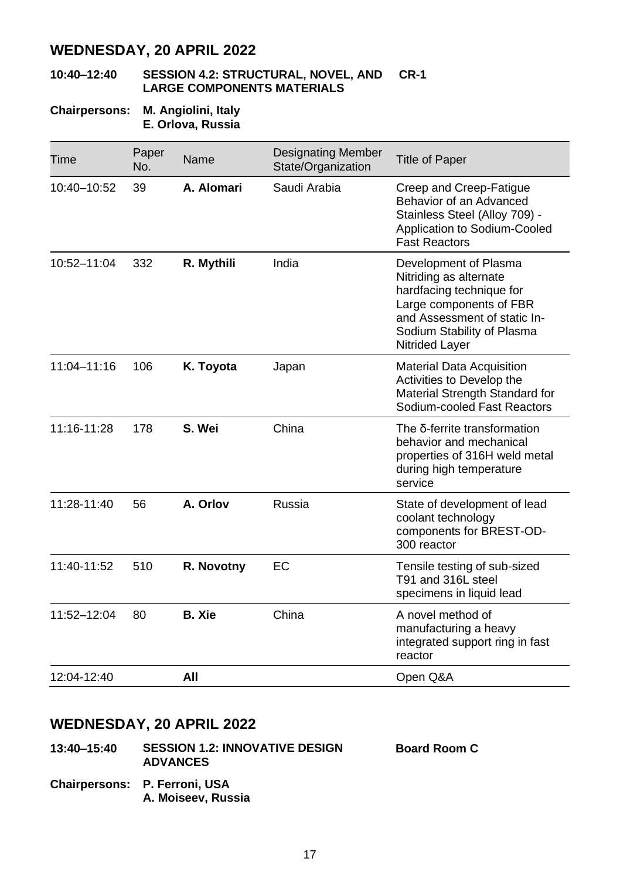## WEDNESDAY, 20 APRIL 2022

**10:40–12:40 SESSION 4.2: STRUCTURAL, NOVEL, AND LARGE COMPONENTS MATERIALS** **CR-1**

**Chairpersons: M. Angiolini, Italy**
**E. Orlova, Russia**

| Time | Paper No. | Name | Designating Member State/Organization | Title of Paper |
|---|---|---|---|---|
| 10:40–10:52 | 39 | **A. Alomari** | Saudi Arabia | Creep and Creep-Fatigue Behavior of an Advanced Stainless Steel (Alloy 709) - Application to Sodium-Cooled Fast Reactors |
| 10:52–11:04 | 332 | **R. Mythili** | India | Development of Plasma Nitriding as alternate hardfacing technique for Large components of FBR and Assessment of static In-Sodium Stability of Plasma Nitrided Layer |
| 11:04–11:16 | 106 | **K. Toyota** | Japan | Material Data Acquisition Activities to Develop the Material Strength Standard for Sodium-cooled Fast Reactors |
| 11:16-11:28 | 178 | **S. Wei** | China | The δ-ferrite transformation behavior and mechanical properties of 316H weld metal during high temperature service |
| 11:28-11:40 | 56 | **A. Orlov** | Russia | State of development of lead coolant technology components for BREST-OD-300 reactor |
| 11:40-11:52 | 510 | **R. Novotny** | EC | Tensile testing of sub-sized T91 and 316L steel specimens in liquid lead |
| 11:52–12:04 | 80 | **B. Xie** | China | A novel method of manufacturing a heavy integrated support ring in fast reactor |
| 12:04-12:40 | | **All** | | Open Q&A |

## WEDNESDAY, 20 APRIL 2022

**13:40–15:40 SESSION 1.2: INNOVATIVE DESIGN ADVANCES** **Board Room C**

**Chairpersons: P. Ferroni, USA**
**A. Moiseev, Russia**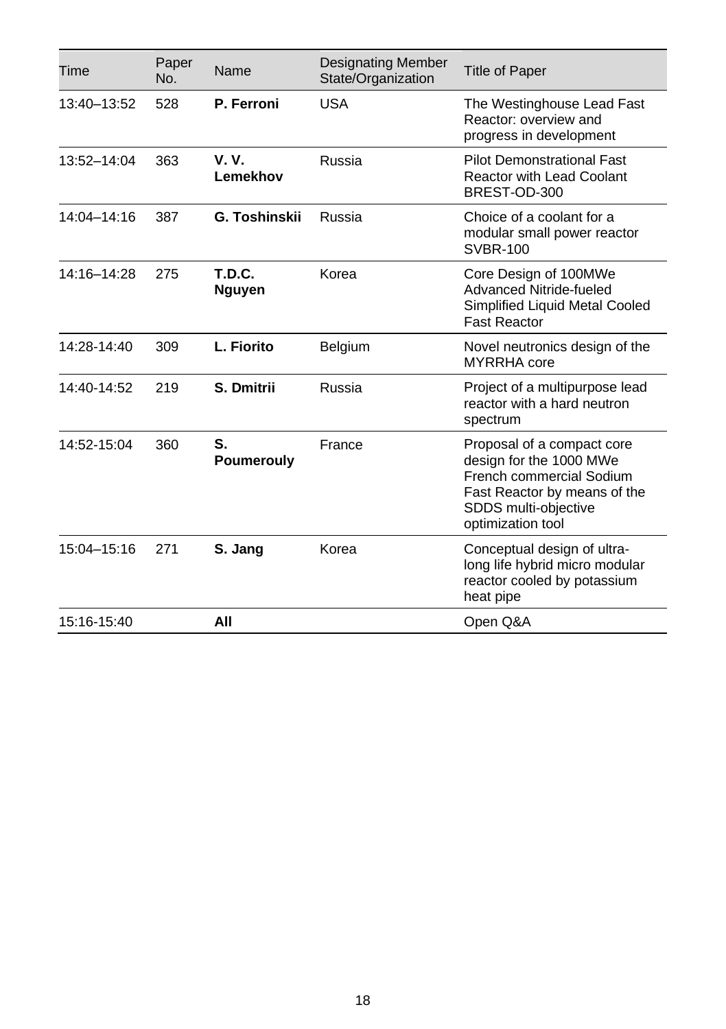| Time | Paper No. | Name | Designating Member State/Organization | Title of Paper |
|---|---|---|---|---|
| 13:40–13:52 | 528 | **P. Ferroni** | USA | The Westinghouse Lead Fast Reactor: overview and progress in development |
| 13:52–14:04 | 363 | **V. V. Lemekhov** | Russia | Pilot Demonstrational Fast Reactor with Lead Coolant BREST-OD-300 |
| 14:04–14:16 | 387 | **G. Toshinskii** | Russia | Choice of a coolant for a modular small power reactor SVBR-100 |
| 14:16–14:28 | 275 | **T.D.C. Nguyen** | Korea | Core Design of 100MWe Advanced Nitride-fueled Simplified Liquid Metal Cooled Fast Reactor |
| 14:28-14:40 | 309 | **L. Fiorito** | Belgium | Novel neutronics design of the MYRRHA core |
| 14:40-14:52 | 219 | **S. Dmitrii** | Russia | Project of a multipurpose lead reactor with a hard neutron spectrum |
| 14:52-15:04 | 360 | **S. Poumerouly** | France | Proposal of a compact core design for the 1000 MWe French commercial Sodium Fast Reactor by means of the SDDS multi-objective optimization tool |
| 15:04–15:16 | 271 | **S. Jang** | Korea | Conceptual design of ultra-long life hybrid micro modular reactor cooled by potassium heat pipe |
| 15:16-15:40 | | **All** | | Open Q&A |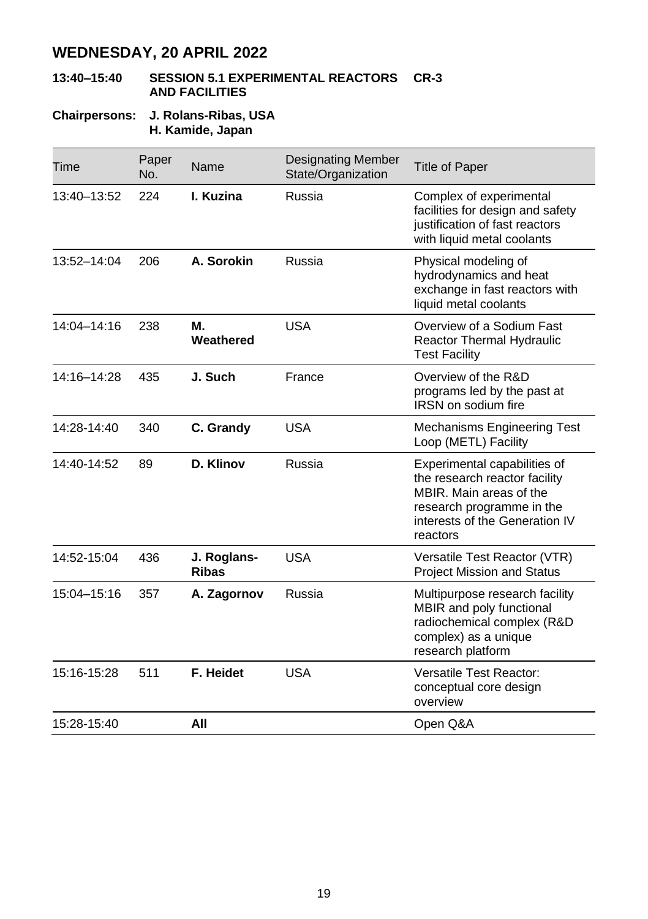## WEDNESDAY, 20 APRIL 2022

**13:40–15:40 SESSION 5.1 EXPERIMENTAL REACTORS AND FACILITIES CR-3**

**Chairpersons: J. Rolans-Ribas, USA**
**H. Kamide, Japan**

| Time | Paper No. | Name | Designating Member State/Organization | Title of Paper |
|---|---|---|---|---|
| 13:40–13:52 | 224 | **I. Kuzina** | Russia | Complex of experimental facilities for design and safety justification of fast reactors with liquid metal coolants |
| 13:52–14:04 | 206 | **A. Sorokin** | Russia | Physical modeling of hydrodynamics and heat exchange in fast reactors with liquid metal coolants |
| 14:04–14:16 | 238 | **M. Weathered** | USA | Overview of a Sodium Fast Reactor Thermal Hydraulic Test Facility |
| 14:16–14:28 | 435 | **J. Such** | France | Overview of the R&D programs led by the past at IRSN on sodium fire |
| 14:28-14:40 | 340 | **C. Grandy** | USA | Mechanisms Engineering Test Loop (METL) Facility |
| 14:40-14:52 | 89 | **D. Klinov** | Russia | Experimental capabilities of the research reactor facility MBIR. Main areas of the research programme in the interests of the Generation IV reactors |
| 14:52-15:04 | 436 | **J. Roglans-Ribas** | USA | Versatile Test Reactor (VTR) Project Mission and Status |
| 15:04–15:16 | 357 | **A. Zagornov** | Russia | Multipurpose research facility MBIR and poly functional radiochemical complex (R&D complex) as a unique research platform |
| 15:16-15:28 | 511 | **F. Heidet** | USA | Versatile Test Reactor: conceptual core design overview |
| 15:28-15:40 | | **All** | | Open Q&A |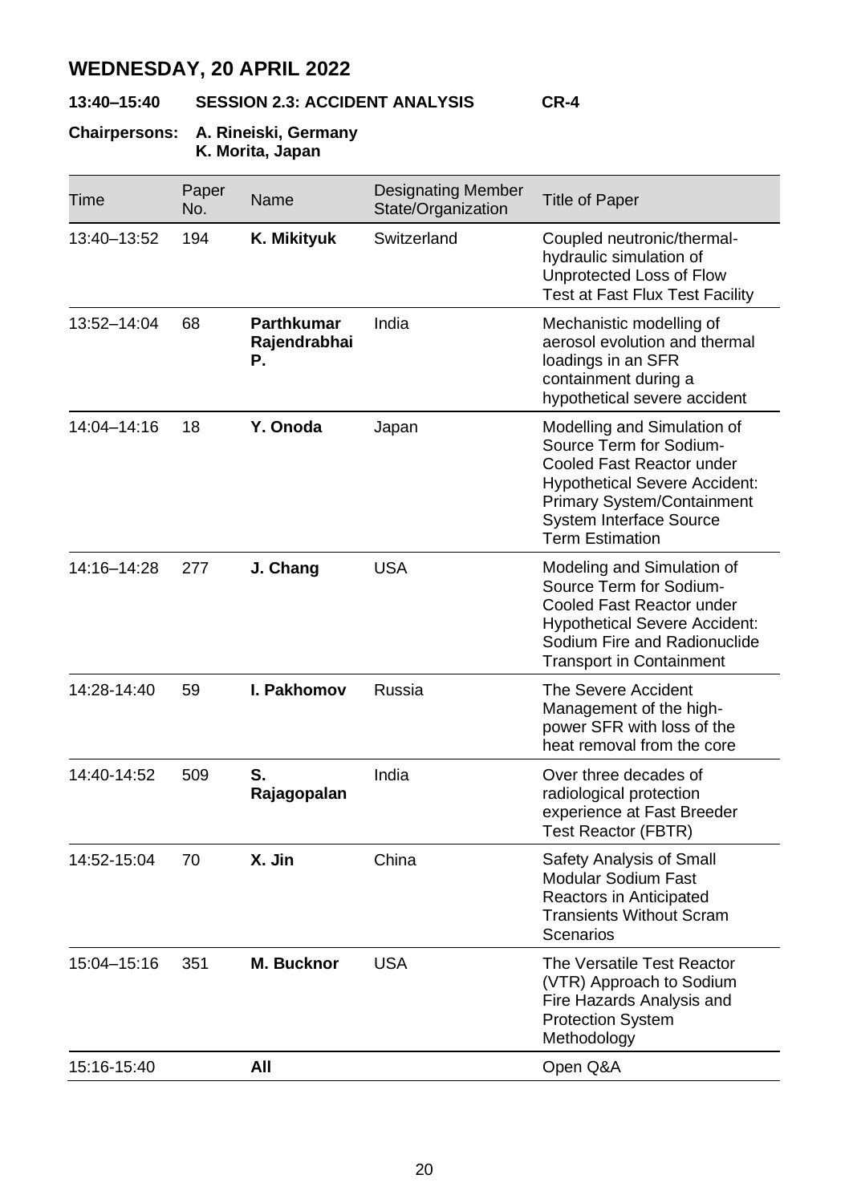## WEDNESDAY, 20 APRIL 2022

**13:40–15:40 SESSION 2.3: ACCIDENT ANALYSIS CR-4**

**Chairpersons: A. Rineiski, Germany**
**K. Morita, Japan**

| Time | Paper No. | Name | Designating Member State/Organization | Title of Paper |
|---|---|---|---|---|
| 13:40–13:52 | 194 | **K. Mikityuk** | Switzerland | Coupled neutronic/thermal-hydraulic simulation of Unprotected Loss of Flow Test at Fast Flux Test Facility |
| 13:52–14:04 | 68 | **Parthkumar Rajendrabhai P.** | India | Mechanistic modelling of aerosol evolution and thermal loadings in an SFR containment during a hypothetical severe accident |
| 14:04–14:16 | 18 | **Y. Onoda** | Japan | Modelling and Simulation of Source Term for Sodium-Cooled Fast Reactor under Hypothetical Severe Accident: Primary System/Containment System Interface Source Term Estimation |
| 14:16–14:28 | 277 | **J. Chang** | USA | Modeling and Simulation of Source Term for Sodium-Cooled Fast Reactor under Hypothetical Severe Accident: Sodium Fire and Radionuclide Transport in Containment |
| 14:28-14:40 | 59 | **I. Pakhomov** | Russia | The Severe Accident Management of the high-power SFR with loss of the heat removal from the core |
| 14:40-14:52 | 509 | **S. Rajagopalan** | India | Over three decades of radiological protection experience at Fast Breeder Test Reactor (FBTR) |
| 14:52-15:04 | 70 | **X. Jin** | China | Safety Analysis of Small Modular Sodium Fast Reactors in Anticipated Transients Without Scram Scenarios |
| 15:04–15:16 | 351 | **M. Bucknor** | USA | The Versatile Test Reactor (VTR) Approach to Sodium Fire Hazards Analysis and Protection System Methodology |
| 15:16-15:40 | | **All** | | Open Q&A |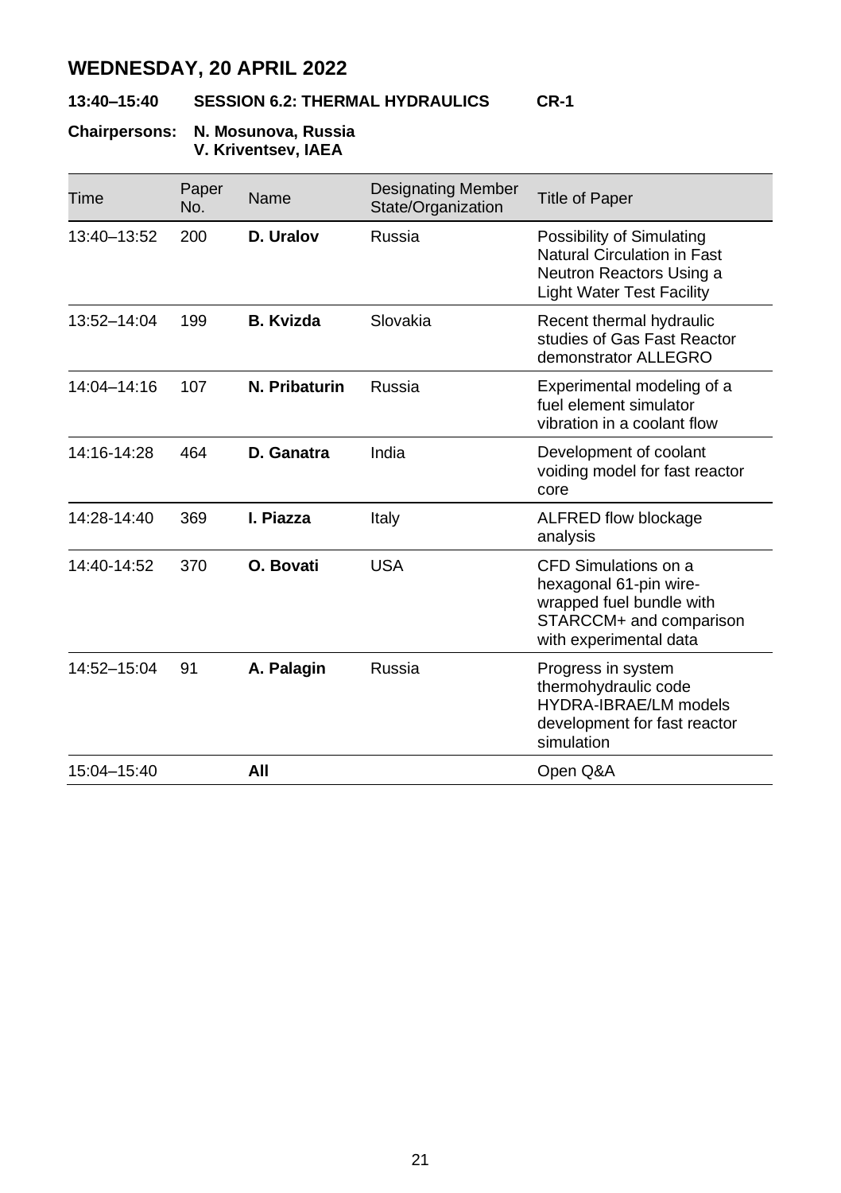## WEDNESDAY, 20 APRIL 2022

**13:40–15:40 SESSION 6.2: THERMAL HYDRAULICS CR-1**

**Chairpersons: N. Mosunova, Russia**
**V. Kriventsev, IAEA**

| Time | Paper No. | Name | Designating Member State/Organization | Title of Paper |
|---|---|---|---|---|
| 13:40–13:52 | 200 | **D. Uralov** | Russia | Possibility of Simulating Natural Circulation in Fast Neutron Reactors Using a Light Water Test Facility |
| 13:52–14:04 | 199 | **B. Kvizda** | Slovakia | Recent thermal hydraulic studies of Gas Fast Reactor demonstrator ALLEGRO |
| 14:04–14:16 | 107 | **N. Pribaturin** | Russia | Experimental modeling of a fuel element simulator vibration in a coolant flow |
| 14:16-14:28 | 464 | **D. Ganatra** | India | Development of coolant voiding model for fast reactor core |
| 14:28-14:40 | 369 | **I. Piazza** | Italy | ALFRED flow blockage analysis |
| 14:40-14:52 | 370 | **O. Bovati** | USA | CFD Simulations on a hexagonal 61-pin wire-wrapped fuel bundle with STARCCM+ and comparison with experimental data |
| 14:52–15:04 | 91 | **A. Palagin** | Russia | Progress in system thermohydraulic code HYDRA-IBRAE/LM models development for fast reactor simulation |
| 15:04–15:40 | | **All** | | Open Q&A |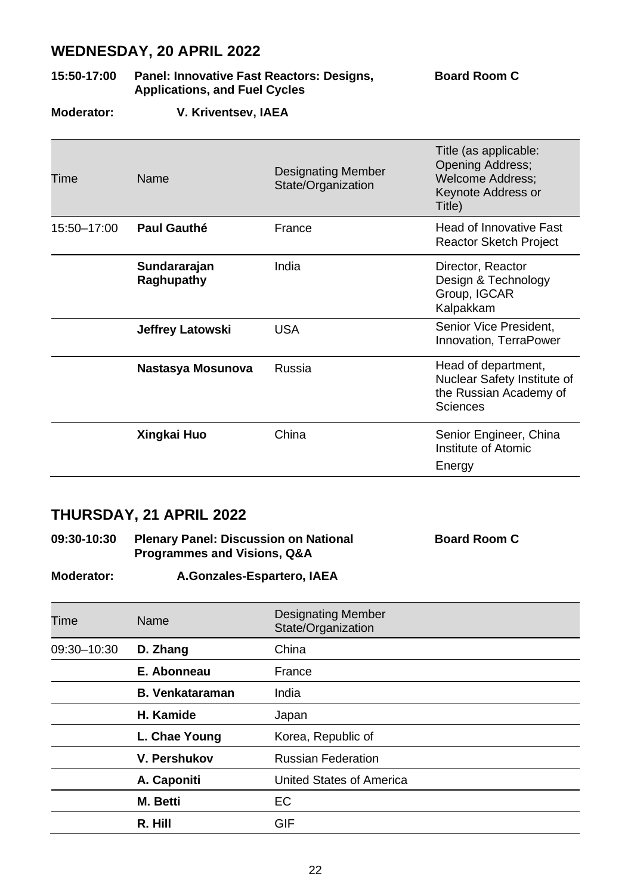## WEDNESDAY, 20 APRIL 2022

**15:50-17:00 Panel: Innovative Fast Reactors: Designs, Applications, and Fuel Cycles** — **Board Room C**

**Moderator:** **V. Kriventsev, IAEA**

| Time | Name | Designating Member State/Organization | Title (as applicable: Opening Address; Welcome Address; Keynote Address or Title) |
|---|---|---|---|
| 15:50–17:00 | **Paul Gauthé** | France | Head of Innovative Fast Reactor Sketch Project |
| | **Sundararajan Raghupathy** | India | Director, Reactor Design & Technology Group, IGCAR Kalpakkam |
| | **Jeffrey Latowski** | USA | Senior Vice President, Innovation, TerraPower |
| | **Nastasya Mosunova** | Russia | Head of department, Nuclear Safety Institute of the Russian Academy of Sciences |
| | **Xingkai Huo** | China | Senior Engineer, China Institute of Atomic Energy |

## THURSDAY, 21 APRIL 2022

**09:30-10:30 Plenary Panel: Discussion on National Programmes and Visions, Q&A** — **Board Room C**

**Moderator:** **A.Gonzales-Espartero, IAEA**

| Time | Name | Designating Member State/Organization |
|---|---|---|
| 09:30–10:30 | **D. Zhang** | China |
| | **E. Abonneau** | France |
| | **B. Venkataraman** | India |
| | **H. Kamide** | Japan |
| | **L. Chae Young** | Korea, Republic of |
| | **V. Pershukov** | Russian Federation |
| | **A. Caponiti** | United States of America |
| | **M. Betti** | EC |
| | **R. Hill** | GIF |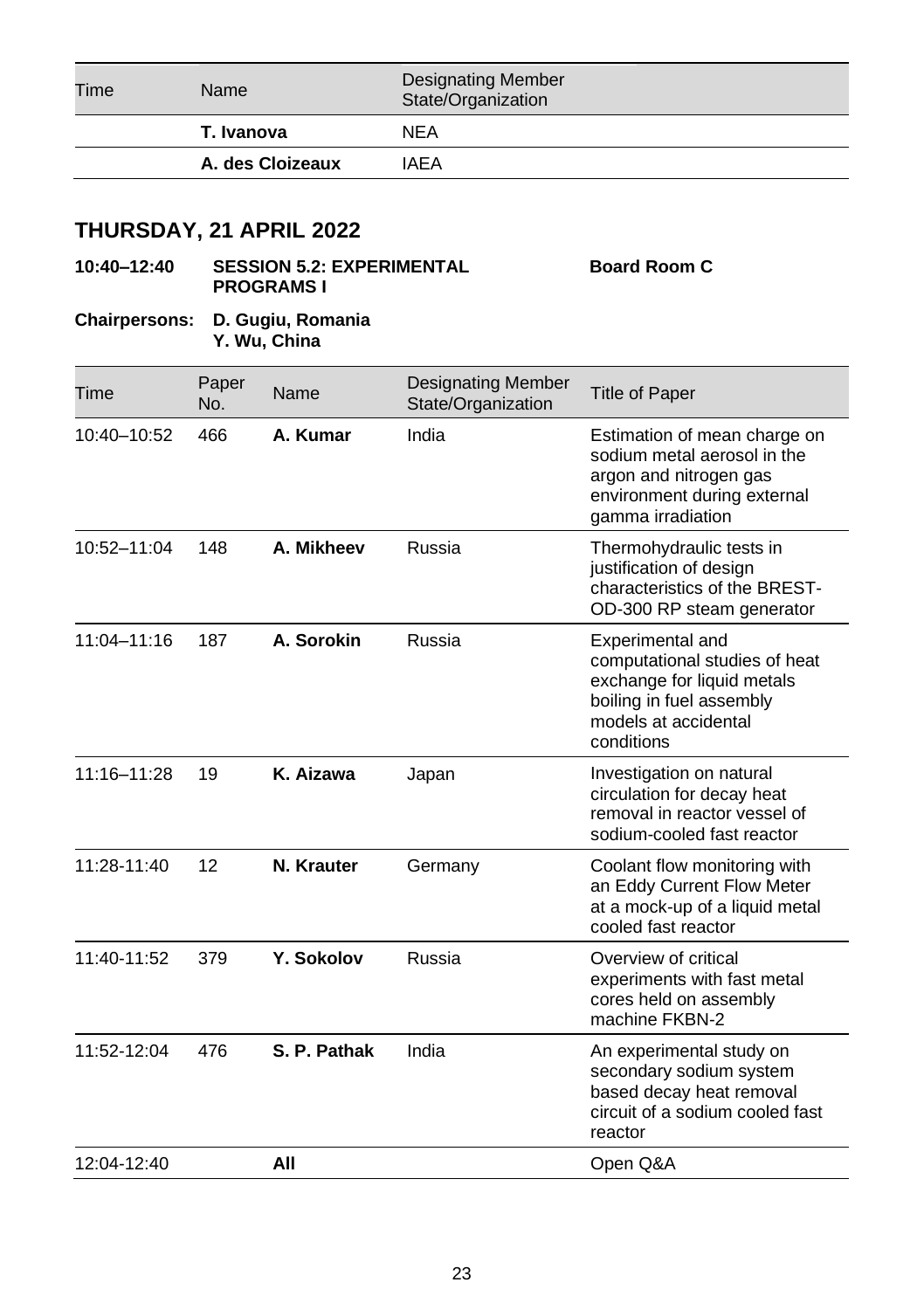| Time | Name | Designating Member State/Organization |
|---|---|---|
| | **T. Ivanova** | NEA |
| | **A. des Cloizeaux** | IAEA |

## THURSDAY, 21 APRIL 2022

**10:40–12:40 SESSION 5.2: EXPERIMENTAL PROGRAMS I** **Board Room C**

**Chairpersons: D. Gugiu, Romania**
**Y. Wu, China**

| Time | Paper No. | Name | Designating Member State/Organization | Title of Paper |
|---|---|---|---|---|
| 10:40–10:52 | 466 | **A. Kumar** | India | Estimation of mean charge on sodium metal aerosol in the argon and nitrogen gas environment during external gamma irradiation |
| 10:52–11:04 | 148 | **A. Mikheev** | Russia | Thermohydraulic tests in justification of design characteristics of the BREST-OD-300 RP steam generator |
| 11:04–11:16 | 187 | **A. Sorokin** | Russia | Experimental and computational studies of heat exchange for liquid metals boiling in fuel assembly models at accidental conditions |
| 11:16–11:28 | 19 | **K. Aizawa** | Japan | Investigation on natural circulation for decay heat removal in reactor vessel of sodium-cooled fast reactor |
| 11:28-11:40 | 12 | **N. Krauter** | Germany | Coolant flow monitoring with an Eddy Current Flow Meter at a mock-up of a liquid metal cooled fast reactor |
| 11:40-11:52 | 379 | **Y. Sokolov** | Russia | Overview of critical experiments with fast metal cores held on assembly machine FKBN-2 |
| 11:52-12:04 | 476 | **S. P. Pathak** | India | An experimental study on secondary sodium system based decay heat removal circuit of a sodium cooled fast reactor |
| 12:04-12:40 | | **All** | | Open Q&A |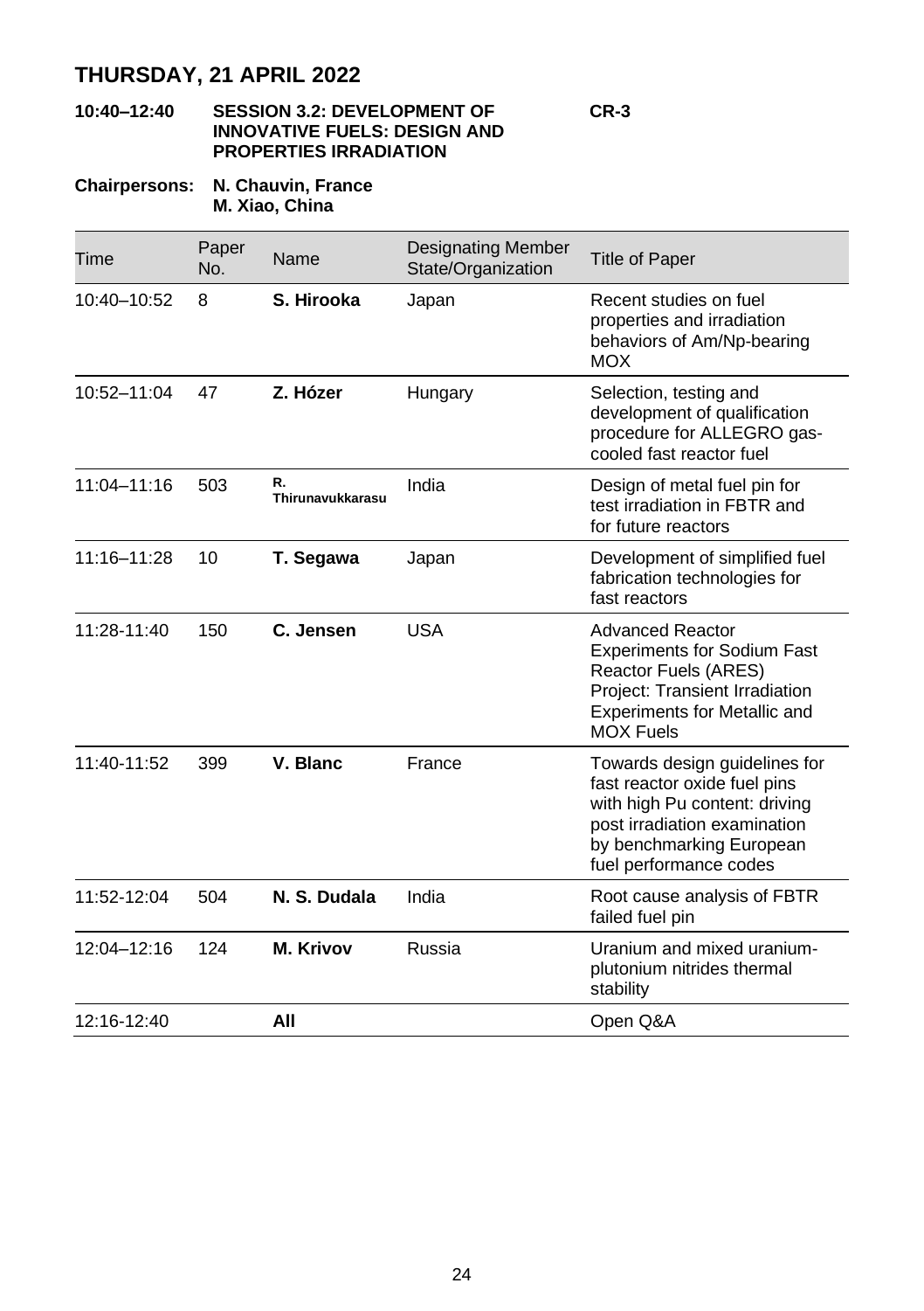## THURSDAY, 21 APRIL 2022

**10:40–12:40 SESSION 3.2: DEVELOPMENT OF INNOVATIVE FUELS: DESIGN AND PROPERTIES IRRADIATION CR-3**

**Chairpersons: N. Chauvin, France**
**M. Xiao, China**

| Time | Paper No. | Name | Designating Member State/Organization | Title of Paper |
|---|---|---|---|---|
| 10:40–10:52 | 8 | **S. Hirooka** | Japan | Recent studies on fuel properties and irradiation behaviors of Am/Np-bearing MOX |
| 10:52–11:04 | 47 | **Z. Hózer** | Hungary | Selection, testing and development of qualification procedure for ALLEGRO gas-cooled fast reactor fuel |
| 11:04–11:16 | 503 | **R. Thirunavukkarasu** | India | Design of metal fuel pin for test irradiation in FBTR and for future reactors |
| 11:16–11:28 | 10 | **T. Segawa** | Japan | Development of simplified fuel fabrication technologies for fast reactors |
| 11:28-11:40 | 150 | **C. Jensen** | USA | Advanced Reactor Experiments for Sodium Fast Reactor Fuels (ARES) Project: Transient Irradiation Experiments for Metallic and MOX Fuels |
| 11:40-11:52 | 399 | **V. Blanc** | France | Towards design guidelines for fast reactor oxide fuel pins with high Pu content: driving post irradiation examination by benchmarking European fuel performance codes |
| 11:52-12:04 | 504 | **N. S. Dudala** | India | Root cause analysis of FBTR failed fuel pin |
| 12:04–12:16 | 124 | **M. Krivov** | Russia | Uranium and mixed uranium-plutonium nitrides thermal stability |
| 12:16-12:40 | | **All** | | Open Q&A |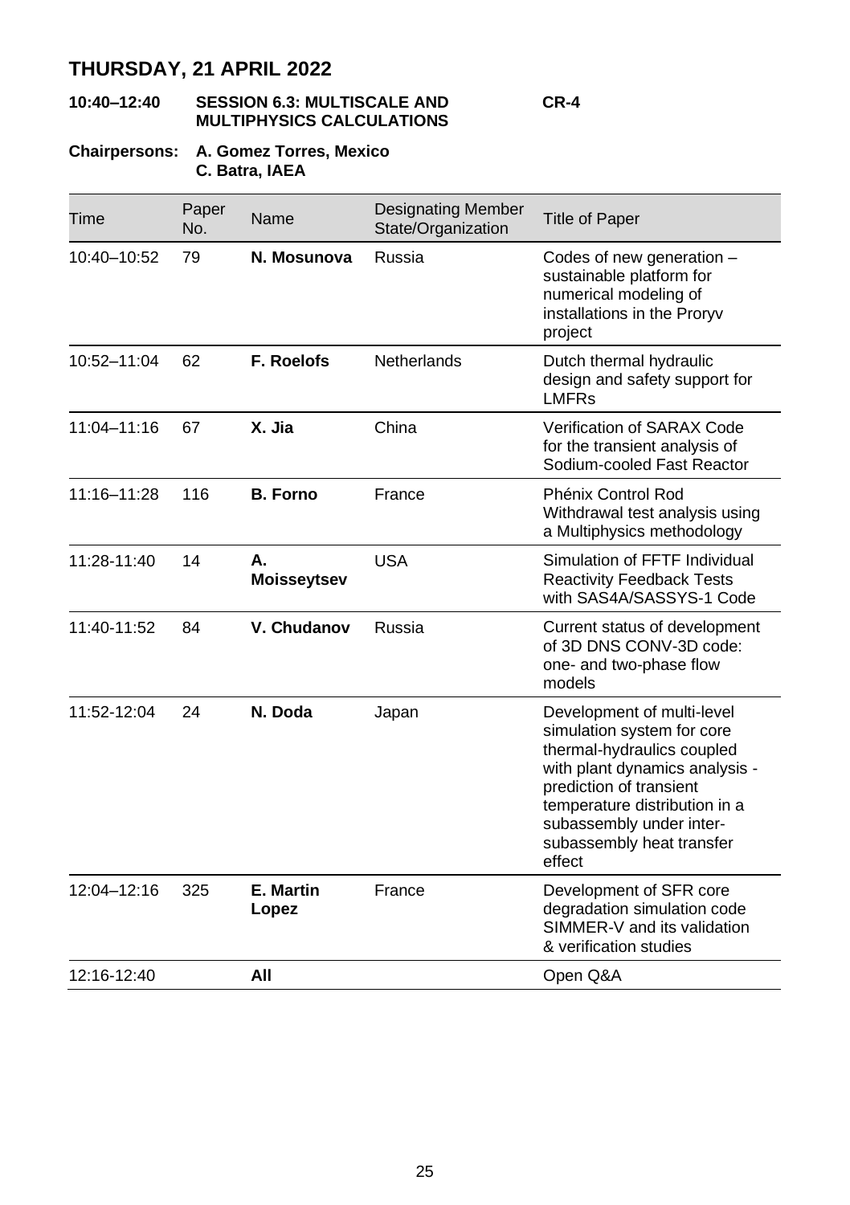## THURSDAY, 21 APRIL 2022

**10:40–12:40 SESSION 6.3: MULTISCALE AND MULTIPHYSICS CALCULATIONS** **CR-4**

**Chairpersons: A. Gomez Torres, Mexico**
**C. Batra, IAEA**

| Time | Paper No. | Name | Designating Member State/Organization | Title of Paper |
|---|---|---|---|---|
| 10:40–10:52 | 79 | **N. Mosunova** | Russia | Codes of new generation – sustainable platform for numerical modeling of installations in the Proryv project |
| 10:52–11:04 | 62 | **F. Roelofs** | Netherlands | Dutch thermal hydraulic design and safety support for LMFRs |
| 11:04–11:16 | 67 | **X. Jia** | China | Verification of SARAX Code for the transient analysis of Sodium-cooled Fast Reactor |
| 11:16–11:28 | 116 | **B. Forno** | France | Phénix Control Rod Withdrawal test analysis using a Multiphysics methodology |
| 11:28-11:40 | 14 | **A. Moisseytsev** | USA | Simulation of FFTF Individual Reactivity Feedback Tests with SAS4A/SASSYS-1 Code |
| 11:40-11:52 | 84 | **V. Chudanov** | Russia | Current status of development of 3D DNS CONV-3D code: one- and two-phase flow models |
| 11:52-12:04 | 24 | **N. Doda** | Japan | Development of multi-level simulation system for core thermal-hydraulics coupled with plant dynamics analysis - prediction of transient temperature distribution in a subassembly under inter-subassembly heat transfer effect |
| 12:04–12:16 | 325 | **E. Martin Lopez** | France | Development of SFR core degradation simulation code SIMMER-V and its validation & verification studies |
| 12:16-12:40 | | **All** | | Open Q&A |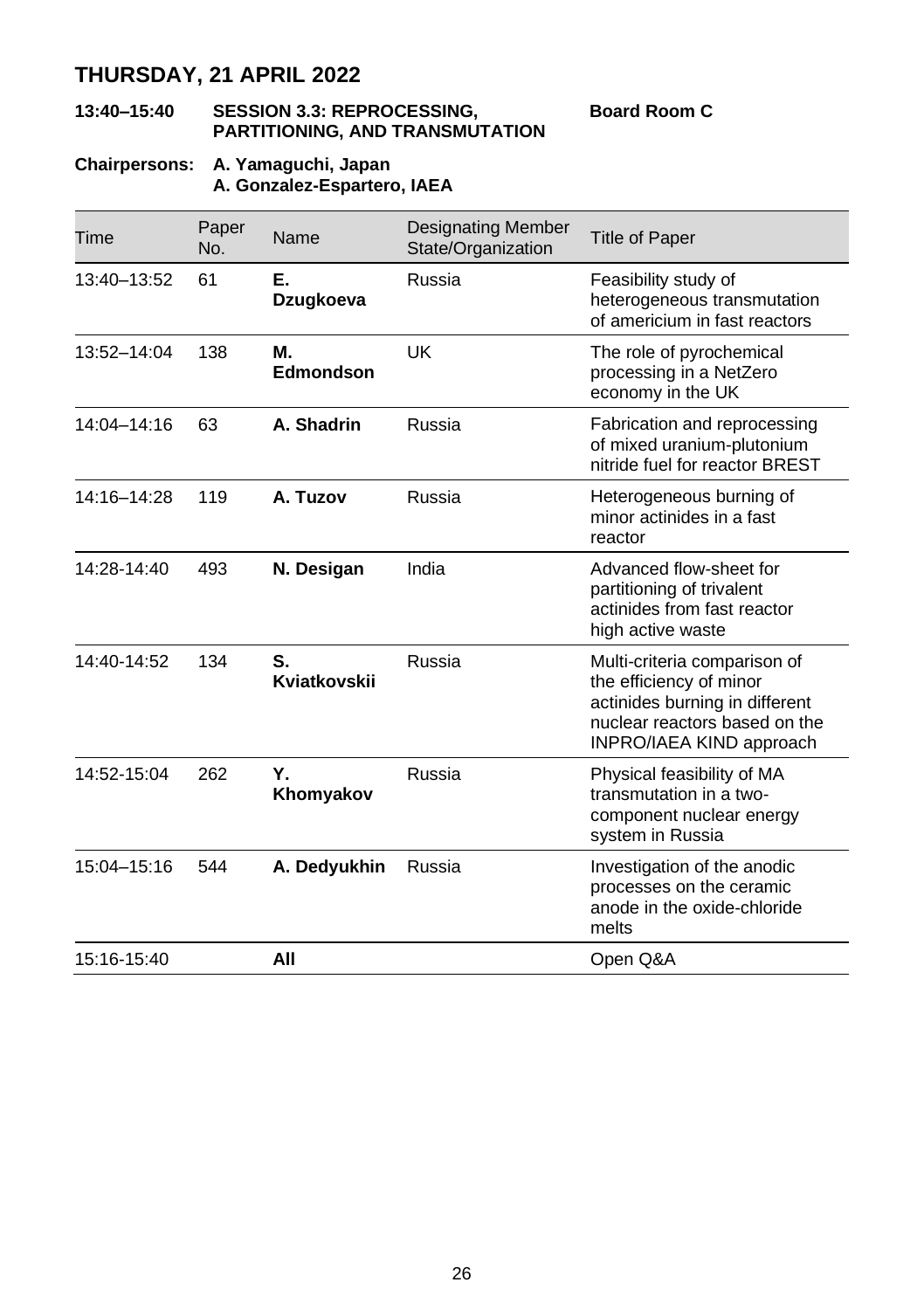# THURSDAY, 21 APRIL 2022

**13:40–15:40 SESSION 3.3: REPROCESSING, PARTITIONING, AND TRANSMUTATION** **Board Room C**

**Chairpersons: A. Yamaguchi, Japan**
**A. Gonzalez-Espartero, IAEA**

| Time | Paper No. | Name | Designating Member State/Organization | Title of Paper |
|---|---|---|---|---|
| 13:40–13:52 | 61 | **E. Dzugkoeva** | Russia | Feasibility study of heterogeneous transmutation of americium in fast reactors |
| 13:52–14:04 | 138 | **M. Edmondson** | UK | The role of pyrochemical processing in a NetZero economy in the UK |
| 14:04–14:16 | 63 | **A. Shadrin** | Russia | Fabrication and reprocessing of mixed uranium-plutonium nitride fuel for reactor BREST |
| 14:16–14:28 | 119 | **A. Tuzov** | Russia | Heterogeneous burning of minor actinides in a fast reactor |
| 14:28-14:40 | 493 | **N. Desigan** | India | Advanced flow-sheet for partitioning of trivalent actinides from fast reactor high active waste |
| 14:40-14:52 | 134 | **S. Kviatkovskii** | Russia | Multi-criteria comparison of the efficiency of minor actinides burning in different nuclear reactors based on the INPRO/IAEA KIND approach |
| 14:52-15:04 | 262 | **Y. Khomyakov** | Russia | Physical feasibility of MA transmutation in a two-component nuclear energy system in Russia |
| 15:04–15:16 | 544 | **A. Dedyukhin** | Russia | Investigation of the anodic processes on the ceramic anode in the oxide-chloride melts |
| 15:16-15:40 | | **All** | | Open Q&A |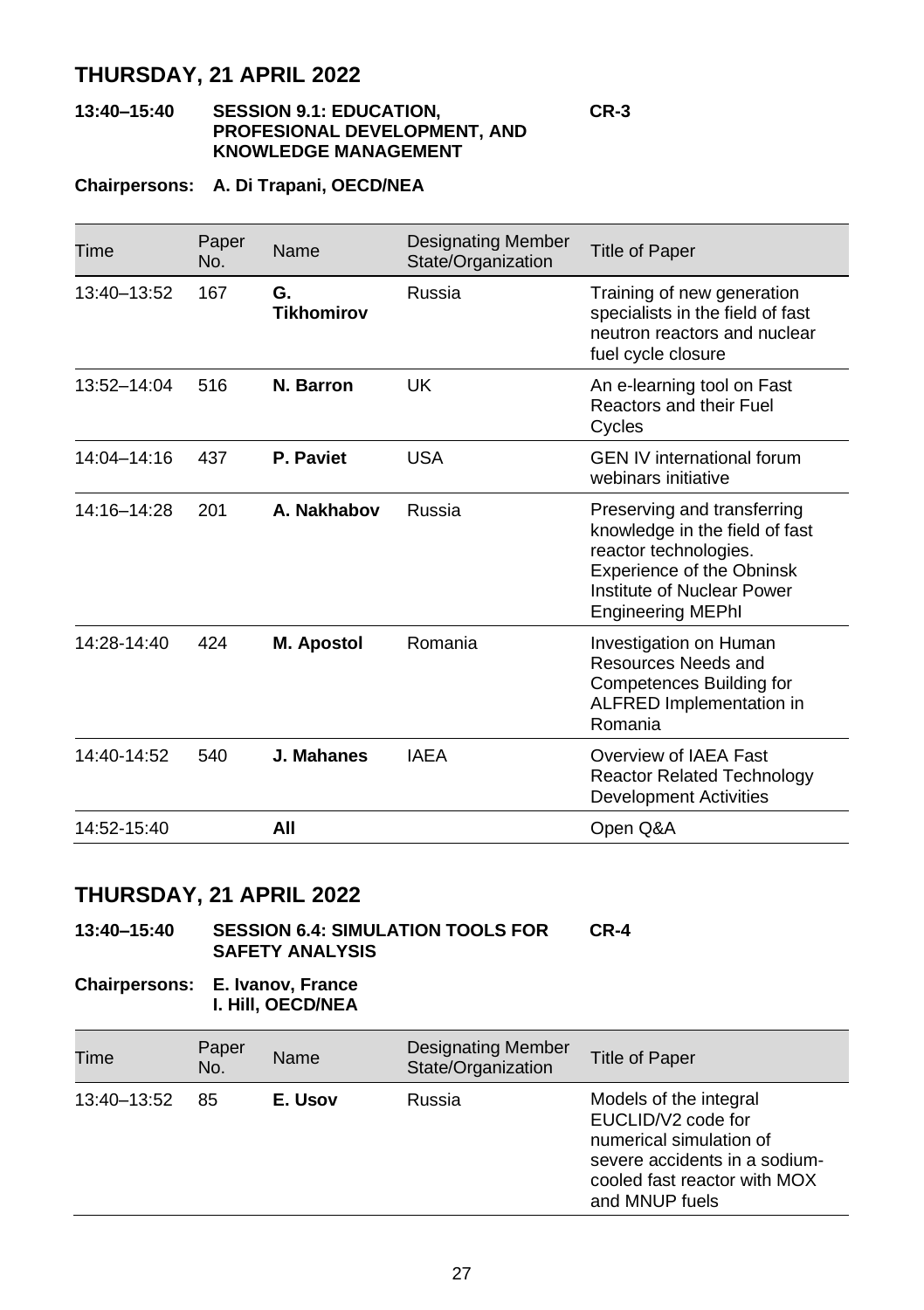## THURSDAY, 21 APRIL 2022

**13:40–15:40 SESSION 9.1: EDUCATION, PROFESIONAL DEVELOPMENT, AND KNOWLEDGE MANAGEMENT CR-3**

**Chairpersons: A. Di Trapani, OECD/NEA**

| Time | Paper No. | Name | Designating Member State/Organization | Title of Paper |
|---|---|---|---|---|
| 13:40–13:52 | 167 | **G. Tikhomirov** | Russia | Training of new generation specialists in the field of fast neutron reactors and nuclear fuel cycle closure |
| 13:52–14:04 | 516 | **N. Barron** | UK | An e-learning tool on Fast Reactors and their Fuel Cycles |
| 14:04–14:16 | 437 | **P. Paviet** | USA | GEN IV international forum webinars initiative |
| 14:16–14:28 | 201 | **A. Nakhabov** | Russia | Preserving and transferring knowledge in the field of fast reactor technologies. Experience of the Obninsk Institute of Nuclear Power Engineering MEPhI |
| 14:28-14:40 | 424 | **M. Apostol** | Romania | Investigation on Human Resources Needs and Competences Building for ALFRED Implementation in Romania |
| 14:40-14:52 | 540 | **J. Mahanes** | IAEA | Overview of IAEA Fast Reactor Related Technology Development Activities |
| 14:52-15:40 | | **All** | | Open Q&A |

## THURSDAY, 21 APRIL 2022

**13:40–15:40 SESSION 6.4: SIMULATION TOOLS FOR SAFETY ANALYSIS CR-4**

**Chairpersons: E. Ivanov, France**
**I. Hill, OECD/NEA**

| Time | Paper No. | Name | Designating Member State/Organization | Title of Paper |
|---|---|---|---|---|
| 13:40–13:52 | 85 | **E. Usov** | Russia | Models of the integral EUCLID/V2 code for numerical simulation of severe accidents in a sodium-cooled fast reactor with MOX and MNUP fuels |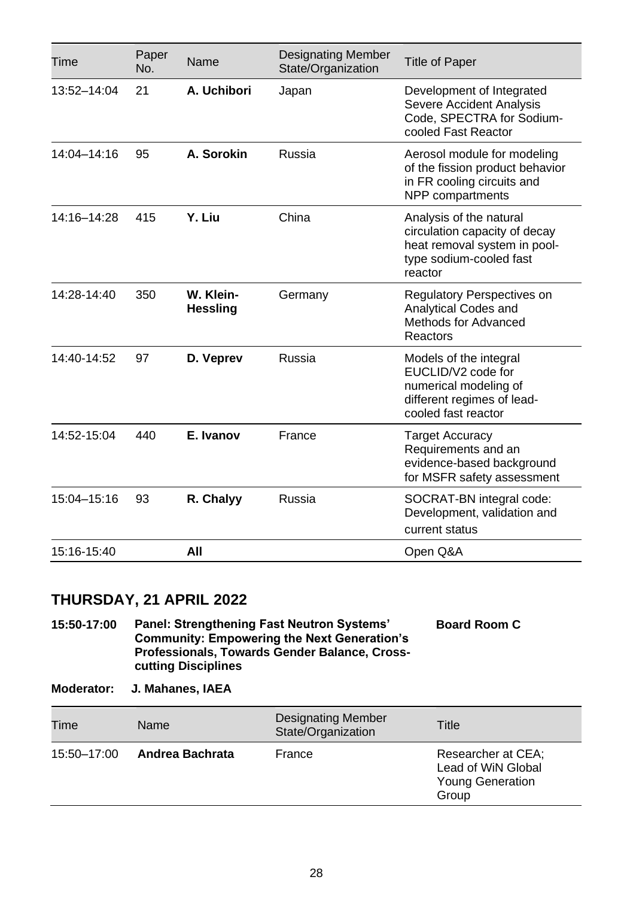| Time | Paper No. | Name | Designating Member State/Organization | Title of Paper |
|---|---|---|---|---|
| 13:52–14:04 | 21 | **A. Uchibori** | Japan | Development of Integrated Severe Accident Analysis Code, SPECTRA for Sodium-cooled Fast Reactor |
| 14:04–14:16 | 95 | **A. Sorokin** | Russia | Aerosol module for modeling of the fission product behavior in FR cooling circuits and NPP compartments |
| 14:16–14:28 | 415 | **Y. Liu** | China | Analysis of the natural circulation capacity of decay heat removal system in pool-type sodium-cooled fast reactor |
| 14:28-14:40 | 350 | **W. Klein-Hessling** | Germany | Regulatory Perspectives on Analytical Codes and Methods for Advanced Reactors |
| 14:40-14:52 | 97 | **D. Veprev** | Russia | Models of the integral EUCLID/V2 code for numerical modeling of different regimes of lead-cooled fast reactor |
| 14:52-15:04 | 440 | **E. Ivanov** | France | Target Accuracy Requirements and an evidence-based background for MSFR safety assessment |
| 15:04–15:16 | 93 | **R. Chalyy** | Russia | SOCRAT-BN integral code: Development, validation and current status |
| 15:16-15:40 | | **All** | | Open Q&A |

## THURSDAY, 21 APRIL 2022

**15:50-17:00** **Panel: Strengthening Fast Neutron Systems' Community: Empowering the Next Generation's Professionals, Towards Gender Balance, Cross-cutting Disciplines** **Board Room C**

**Moderator:** **J. Mahanes, IAEA**

| Time | Name | Designating Member State/Organization | Title |
|---|---|---|---|
| 15:50–17:00 | **Andrea Bachrata** | France | Researcher at CEA; Lead of WiN Global Young Generation Group |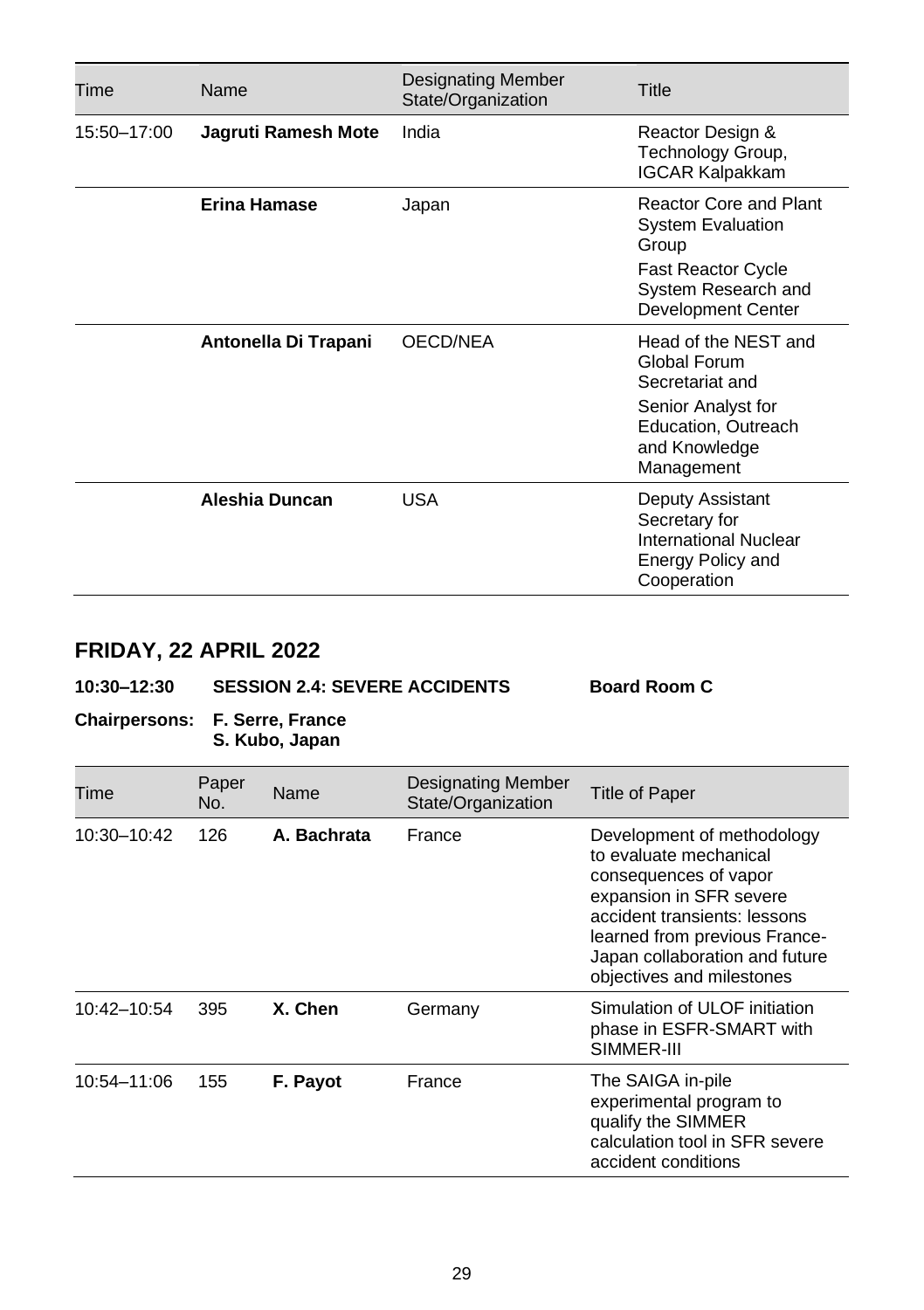| Time | Name | Designating Member State/Organization | Title |
|---|---|---|---|
| 15:50–17:00 | **Jagruti Ramesh Mote** | India | Reactor Design & Technology Group, IGCAR Kalpakkam |
| | **Erina Hamase** | Japan | Reactor Core and Plant System Evaluation Group<br>Fast Reactor Cycle System Research and Development Center |
| | **Antonella Di Trapani** | OECD/NEA | Head of the NEST and Global Forum Secretariat and<br>Senior Analyst for Education, Outreach and Knowledge Management |
| | **Aleshia Duncan** | USA | Deputy Assistant Secretary for International Nuclear Energy Policy and Cooperation |

## FRIDAY, 22 APRIL 2022

**10:30–12:30 SESSION 2.4: SEVERE ACCIDENTS Board Room C**

**Chairpersons: F. Serre, France**
**S. Kubo, Japan**

| Time | Paper No. | Name | Designating Member State/Organization | Title of Paper |
|---|---|---|---|---|
| 10:30–10:42 | 126 | **A. Bachrata** | France | Development of methodology to evaluate mechanical consequences of vapor expansion in SFR severe accident transients: lessons learned from previous France-Japan collaboration and future objectives and milestones |
| 10:42–10:54 | 395 | **X. Chen** | Germany | Simulation of ULOF initiation phase in ESFR-SMART with SIMMER-III |
| 10:54–11:06 | 155 | **F. Payot** | France | The SAIGA in-pile experimental program to qualify the SIMMER calculation tool in SFR severe accident conditions |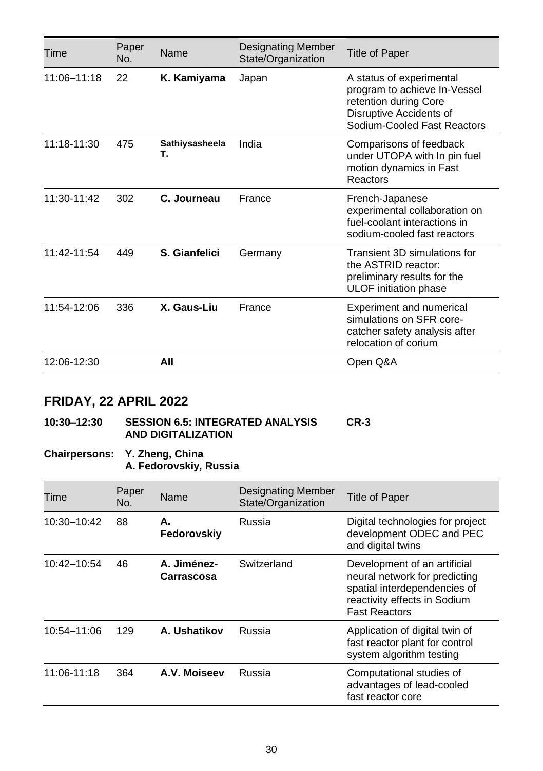| Time | Paper No. | Name | Designating Member State/Organization | Title of Paper |
|---|---|---|---|---|
| 11:06–11:18 | 22 | **K. Kamiyama** | Japan | A status of experimental program to achieve In-Vessel retention during Core Disruptive Accidents of Sodium-Cooled Fast Reactors |
| 11:18-11:30 | 475 | **Sathiysasheela T.** | India | Comparisons of feedback under UTOPA with In pin fuel motion dynamics in Fast Reactors |
| 11:30-11:42 | 302 | **C. Journeau** | France | French-Japanese experimental collaboration on fuel-coolant interactions in sodium-cooled fast reactors |
| 11:42-11:54 | 449 | **S. Gianfelici** | Germany | Transient 3D simulations for the ASTRID reactor: preliminary results for the ULOF initiation phase |
| 11:54-12:06 | 336 | **X. Gaus-Liu** | France | Experiment and numerical simulations on SFR core-catcher safety analysis after relocation of corium |
| 12:06-12:30 | | **All** | | Open Q&A |

## FRIDAY, 22 APRIL 2022

**10:30–12:30 SESSION 6.5: INTEGRATED ANALYSIS AND DIGITALIZATION CR-3**

**Chairpersons: Y. Zheng, China**
**A. Fedorovskiy, Russia**

| Time | Paper No. | Name | Designating Member State/Organization | Title of Paper |
|---|---|---|---|---|
| 10:30–10:42 | 88 | **A. Fedorovskiy** | Russia | Digital technologies for project development ODEC and PEC and digital twins |
| 10:42–10:54 | 46 | **A. Jiménez-Carrascosa** | Switzerland | Development of an artificial neural network for predicting spatial interdependencies of reactivity effects in Sodium Fast Reactors |
| 10:54–11:06 | 129 | **A. Ushatikov** | Russia | Application of digital twin of fast reactor plant for control system algorithm testing |
| 11:06-11:18 | 364 | **A.V. Moiseev** | Russia | Computational studies of advantages of lead-cooled fast reactor core |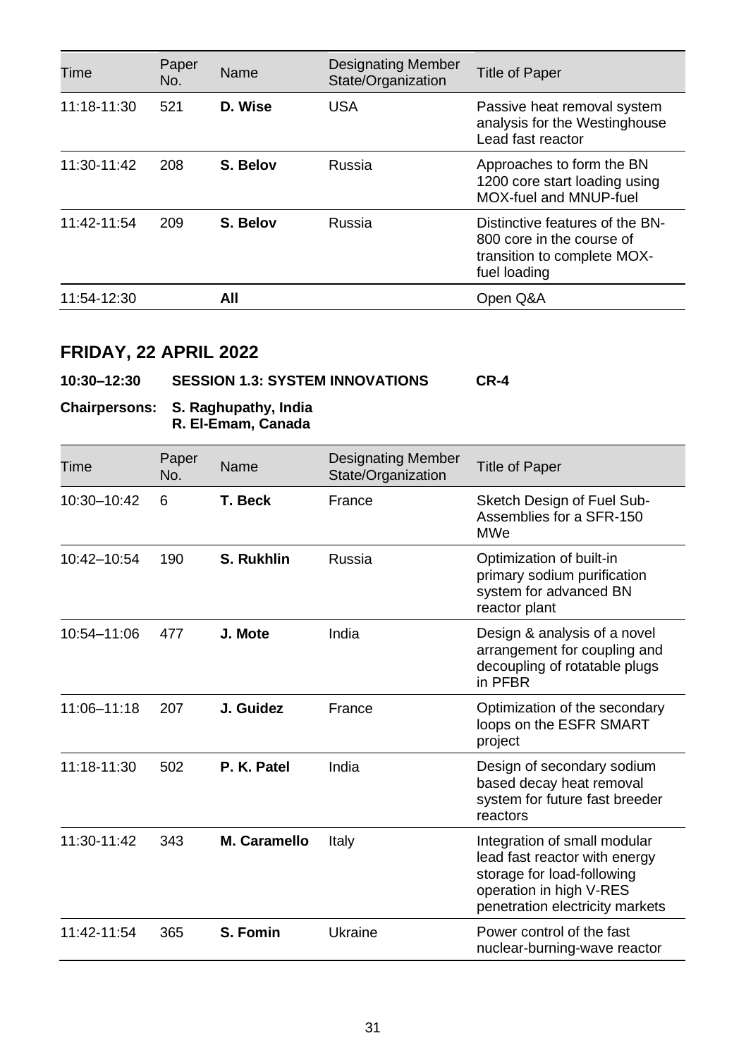| Time | Paper No. | Name | Designating Member State/Organization | Title of Paper |
|---|---|---|---|---|
| 11:18-11:30 | 521 | **D. Wise** | USA | Passive heat removal system analysis for the Westinghouse Lead fast reactor |
| 11:30-11:42 | 208 | **S. Belov** | Russia | Approaches to form the BN 1200 core start loading using MOX-fuel and MNUP-fuel |
| 11:42-11:54 | 209 | **S. Belov** | Russia | Distinctive features of the BN-800 core in the course of transition to complete MOX-fuel loading |
| 11:54-12:30 | | **All** | | Open Q&A |

## FRIDAY, 22 APRIL 2022

**10:30–12:30 SESSION 1.3: SYSTEM INNOVATIONS CR-4**

**Chairpersons: S. Raghupathy, India**
**R. El-Emam, Canada**

| Time | Paper No. | Name | Designating Member State/Organization | Title of Paper |
|---|---|---|---|---|
| 10:30–10:42 | 6 | **T. Beck** | France | Sketch Design of Fuel Sub-Assemblies for a SFR-150 MWe |
| 10:42–10:54 | 190 | **S. Rukhlin** | Russia | Optimization of built-in primary sodium purification system for advanced BN reactor plant |
| 10:54–11:06 | 477 | **J. Mote** | India | Design & analysis of a novel arrangement for coupling and decoupling of rotatable plugs in PFBR |
| 11:06–11:18 | 207 | **J. Guidez** | France | Optimization of the secondary loops on the ESFR SMART project |
| 11:18-11:30 | 502 | **P. K. Patel** | India | Design of secondary sodium based decay heat removal system for future fast breeder reactors |
| 11:30-11:42 | 343 | **M. Caramello** | Italy | Integration of small modular lead fast reactor with energy storage for load-following operation in high V-RES penetration electricity markets |
| 11:42-11:54 | 365 | **S. Fomin** | Ukraine | Power control of the fast nuclear-burning-wave reactor |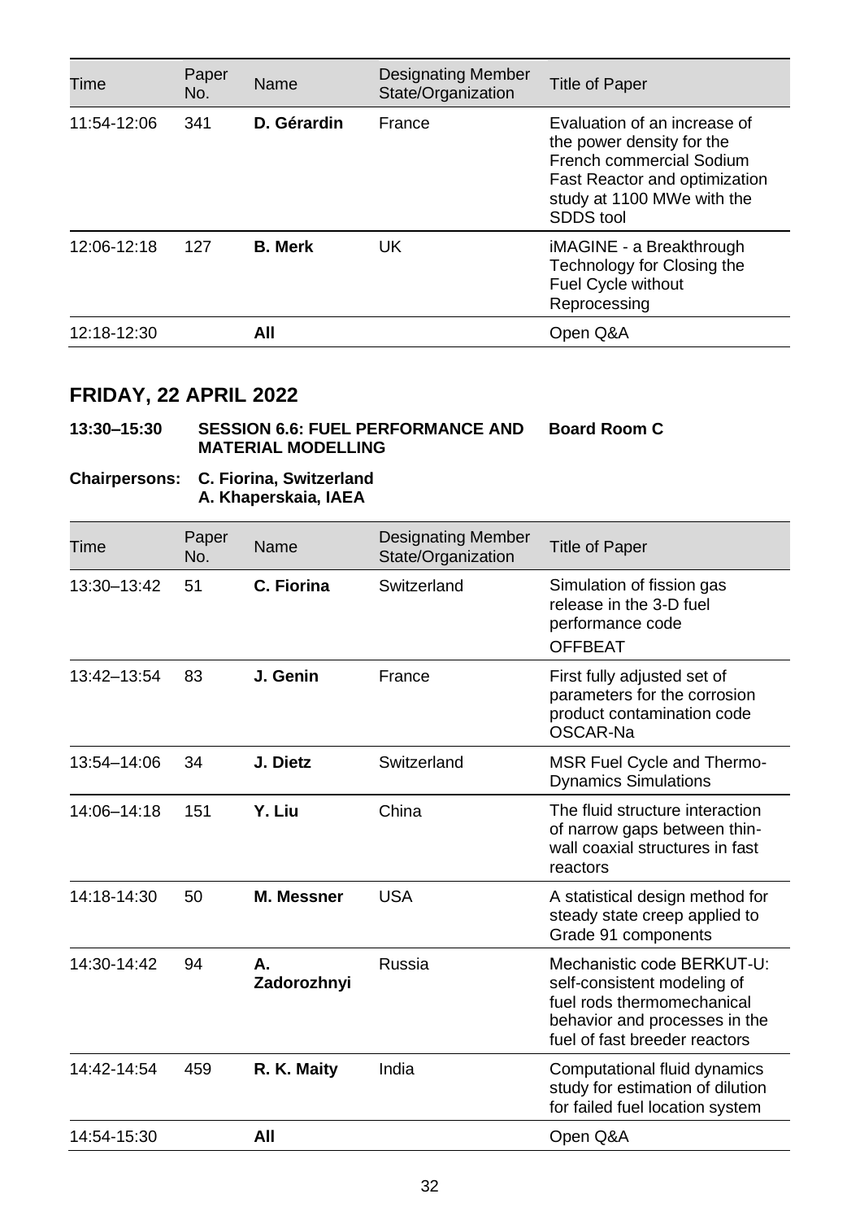| Time | Paper No. | Name | Designating Member State/Organization | Title of Paper |
|---|---|---|---|---|
| 11:54-12:06 | 341 | **D. Gérardin** | France | Evaluation of an increase of the power density for the French commercial Sodium Fast Reactor and optimization study at 1100 MWe with the SDDS tool |
| 12:06-12:18 | 127 | **B. Merk** | UK | iMAGINE - a Breakthrough Technology for Closing the Fuel Cycle without Reprocessing |
| 12:18-12:30 | | **All** | | Open Q&A |

## FRIDAY, 22 APRIL 2022

**13:30–15:30 SESSION 6.6: FUEL PERFORMANCE AND MATERIAL MODELLING — Board Room C**

**Chairpersons: C. Fiorina, Switzerland**
**A. Khaperskaia, IAEA**

| Time | Paper No. | Name | Designating Member State/Organization | Title of Paper |
|---|---|---|---|---|
| 13:30–13:42 | 51 | **C. Fiorina** | Switzerland | Simulation of fission gas release in the 3-D fuel performance code OFFBEAT |
| 13:42–13:54 | 83 | **J. Genin** | France | First fully adjusted set of parameters for the corrosion product contamination code OSCAR-Na |
| 13:54–14:06 | 34 | **J. Dietz** | Switzerland | MSR Fuel Cycle and Thermo-Dynamics Simulations |
| 14:06–14:18 | 151 | **Y. Liu** | China | The fluid structure interaction of narrow gaps between thin-wall coaxial structures in fast reactors |
| 14:18-14:30 | 50 | **M. Messner** | USA | A statistical design method for steady state creep applied to Grade 91 components |
| 14:30-14:42 | 94 | **A. Zadorozhnyi** | Russia | Mechanistic code BERKUT-U: self-consistent modeling of fuel rods thermomechanical behavior and processes in the fuel of fast breeder reactors |
| 14:42-14:54 | 459 | **R. K. Maity** | India | Computational fluid dynamics study for estimation of dilution for failed fuel location system |
| 14:54-15:30 | | **All** | | Open Q&A |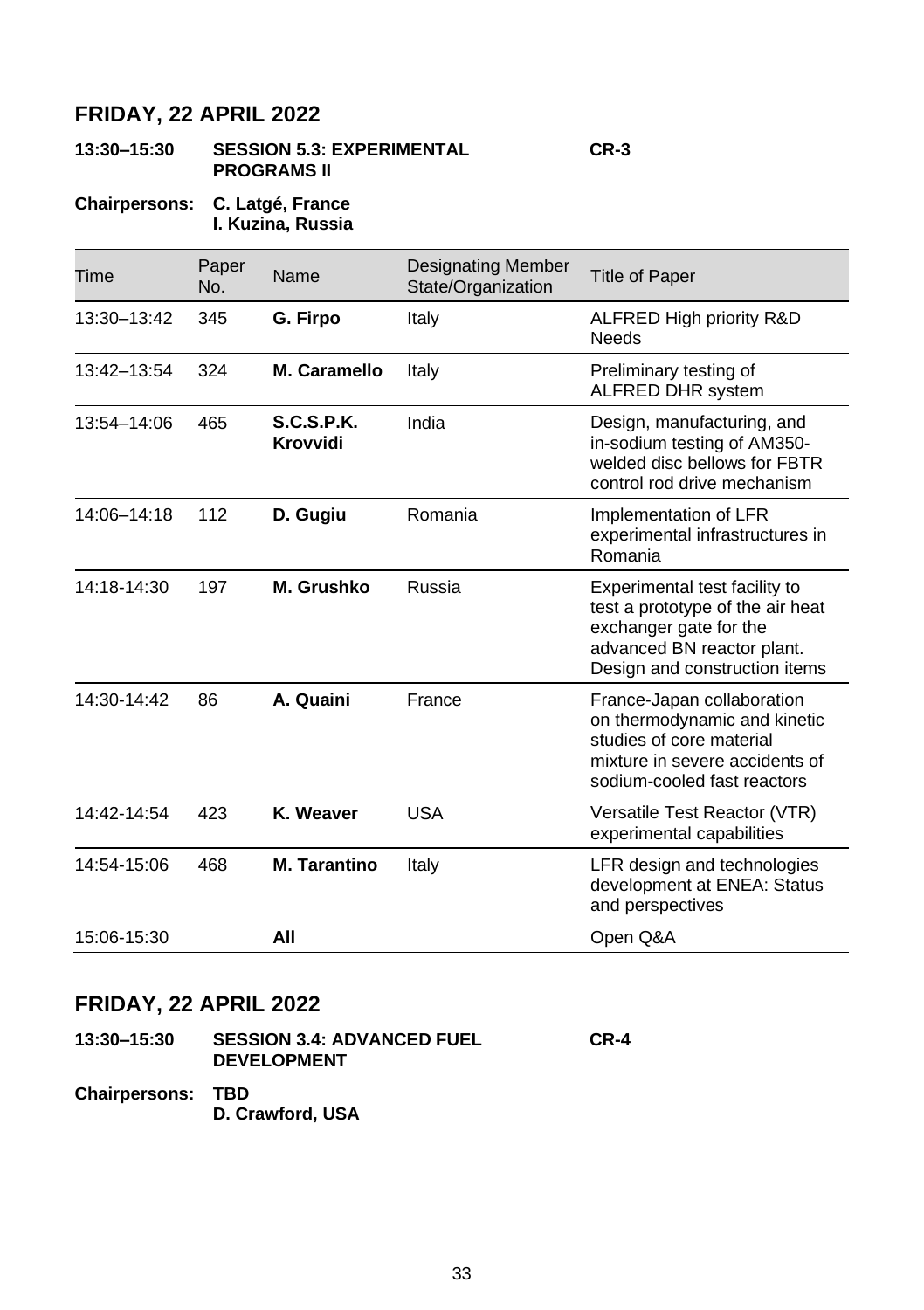## FRIDAY, 22 APRIL 2022

**13:30–15:30 SESSION 5.3: EXPERIMENTAL PROGRAMS II** **CR-3**

**Chairpersons: C. Latgé, France**
**I. Kuzina, Russia**

| Time | Paper No. | Name | Designating Member State/Organization | Title of Paper |
|---|---|---|---|---|
| 13:30–13:42 | 345 | **G. Firpo** | Italy | ALFRED High priority R&D Needs |
| 13:42–13:54 | 324 | **M. Caramello** | Italy | Preliminary testing of ALFRED DHR system |
| 13:54–14:06 | 465 | **S.C.S.P.K. Krovvidi** | India | Design, manufacturing, and in-sodium testing of AM350-welded disc bellows for FBTR control rod drive mechanism |
| 14:06–14:18 | 112 | **D. Gugiu** | Romania | Implementation of LFR experimental infrastructures in Romania |
| 14:18-14:30 | 197 | **M. Grushko** | Russia | Experimental test facility to test a prototype of the air heat exchanger gate for the advanced BN reactor plant. Design and construction items |
| 14:30-14:42 | 86 | **A. Quaini** | France | France-Japan collaboration on thermodynamic and kinetic studies of core material mixture in severe accidents of sodium-cooled fast reactors |
| 14:42-14:54 | 423 | **K. Weaver** | USA | Versatile Test Reactor (VTR) experimental capabilities |
| 14:54-15:06 | 468 | **M. Tarantino** | Italy | LFR design and technologies development at ENEA: Status and perspectives |
| 15:06-15:30 | | **All** | | Open Q&A |

## FRIDAY, 22 APRIL 2022

**13:30–15:30 SESSION 3.4: ADVANCED FUEL DEVELOPMENT** **CR-4**

**Chairpersons: TBD**
**D. Crawford, USA**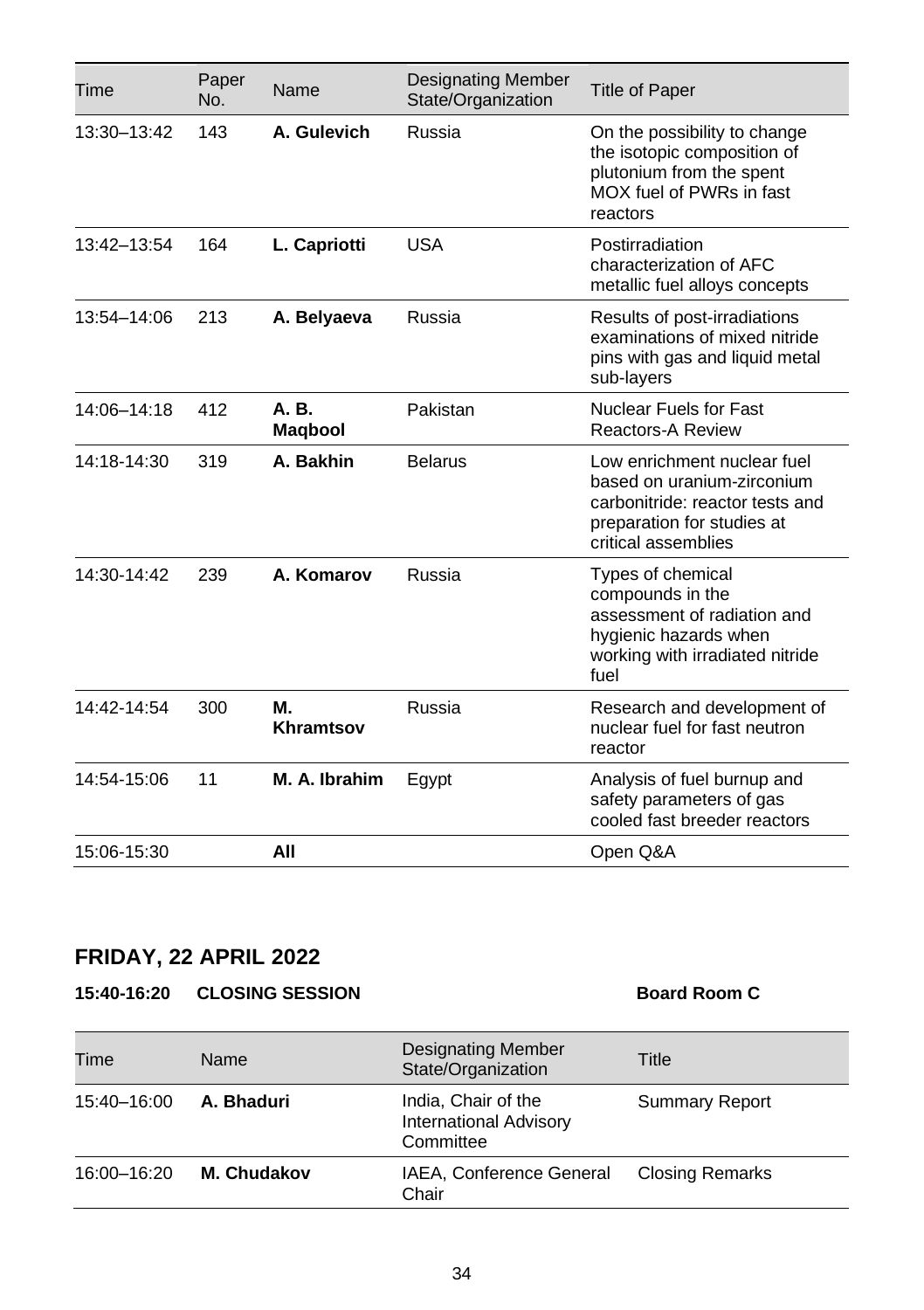| Time | Paper No. | Name | Designating Member State/Organization | Title of Paper |
|---|---|---|---|---|
| 13:30–13:42 | 143 | **A. Gulevich** | Russia | On the possibility to change the isotopic composition of plutonium from the spent MOX fuel of PWRs in fast reactors |
| 13:42–13:54 | 164 | **L. Capriotti** | USA | Postirradiation characterization of AFC metallic fuel alloys concepts |
| 13:54–14:06 | 213 | **A. Belyaeva** | Russia | Results of post-irradiations examinations of mixed nitride pins with gas and liquid metal sub-layers |
| 14:06–14:18 | 412 | **A. B. Maqbool** | Pakistan | Nuclear Fuels for Fast Reactors-A Review |
| 14:18-14:30 | 319 | **A. Bakhin** | Belarus | Low enrichment nuclear fuel based on uranium-zirconium carbonitride: reactor tests and preparation for studies at critical assemblies |
| 14:30-14:42 | 239 | **A. Komarov** | Russia | Types of chemical compounds in the assessment of radiation and hygienic hazards when working with irradiated nitride fuel |
| 14:42-14:54 | 300 | **M. Khramtsov** | Russia | Research and development of nuclear fuel for fast neutron reactor |
| 14:54-15:06 | 11 | **M. A. Ibrahim** | Egypt | Analysis of fuel burnup and safety parameters of gas cooled fast breeder reactors |
| 15:06-15:30 | | **All** | | Open Q&A |

## FRIDAY, 22 APRIL 2022

**15:40-16:20 CLOSING SESSION** **Board Room C**

| Time | Name | Designating Member State/Organization | Title |
|---|---|---|---|
| 15:40–16:00 | **A. Bhaduri** | India, Chair of the International Advisory Committee | Summary Report |
| 16:00–16:20 | **M. Chudakov** | IAEA, Conference General Chair | Closing Remarks |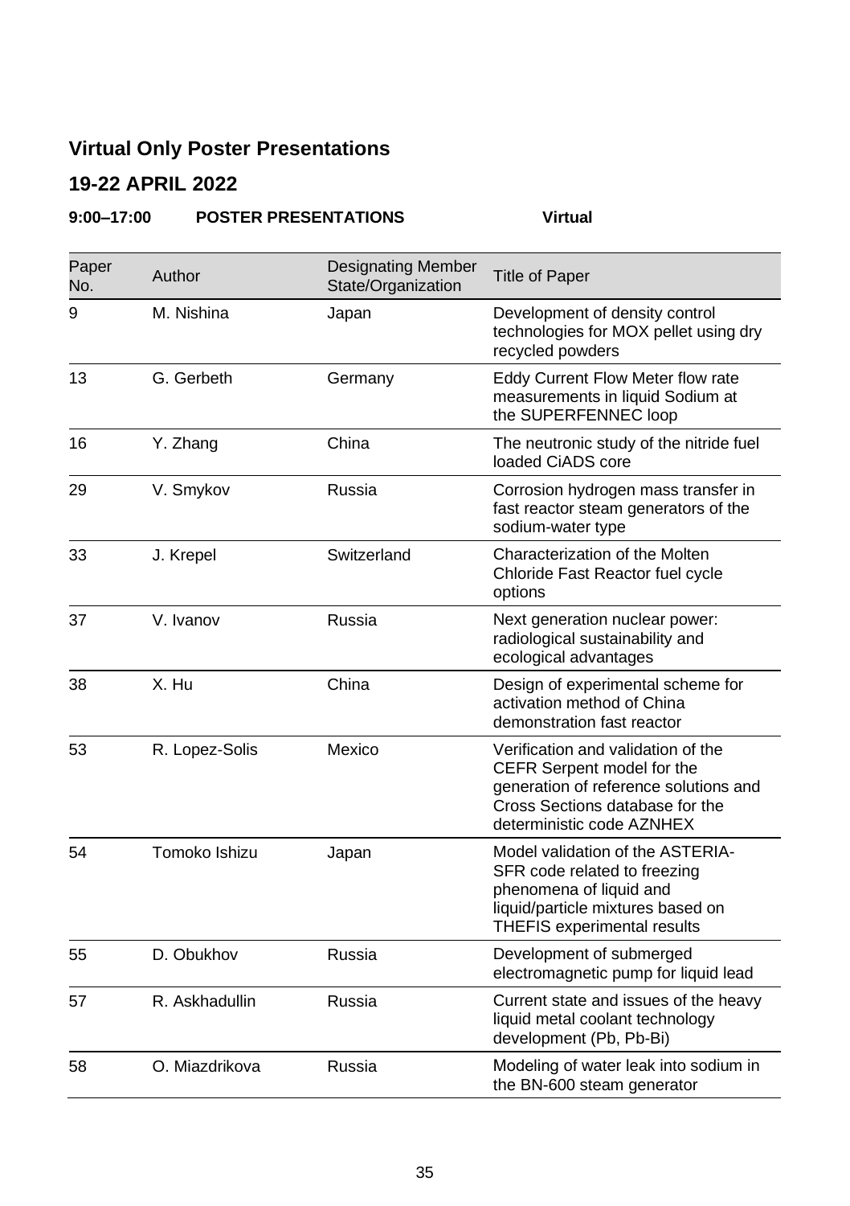## Virtual Only Poster Presentations

## 19-22 APRIL 2022

**9:00–17:00 POSTER PRESENTATIONS Virtual**

| Paper No. | Author | Designating Member State/Organization | Title of Paper |
|---|---|---|---|
| 9 | M. Nishina | Japan | Development of density control technologies for MOX pellet using dry recycled powders |
| 13 | G. Gerbeth | Germany | Eddy Current Flow Meter flow rate measurements in liquid Sodium at the SUPERFENNEC loop |
| 16 | Y. Zhang | China | The neutronic study of the nitride fuel loaded CiADS core |
| 29 | V. Smykov | Russia | Corrosion hydrogen mass transfer in fast reactor steam generators of the sodium-water type |
| 33 | J. Krepel | Switzerland | Characterization of the Molten Chloride Fast Reactor fuel cycle options |
| 37 | V. Ivanov | Russia | Next generation nuclear power: radiological sustainability and ecological advantages |
| 38 | X. Hu | China | Design of experimental scheme for activation method of China demonstration fast reactor |
| 53 | R. Lopez-Solis | Mexico | Verification and validation of the CEFR Serpent model for the generation of reference solutions and Cross Sections database for the deterministic code AZNHEX |
| 54 | Tomoko Ishizu | Japan | Model validation of the ASTERIA-SFR code related to freezing phenomena of liquid and liquid/particle mixtures based on THEFIS experimental results |
| 55 | D. Obukhov | Russia | Development of submerged electromagnetic pump for liquid lead |
| 57 | R. Askhadullin | Russia | Current state and issues of the heavy liquid metal coolant technology development (Pb, Pb-Bi) |
| 58 | O. Miazdrikova | Russia | Modeling of water leak into sodium in the BN-600 steam generator |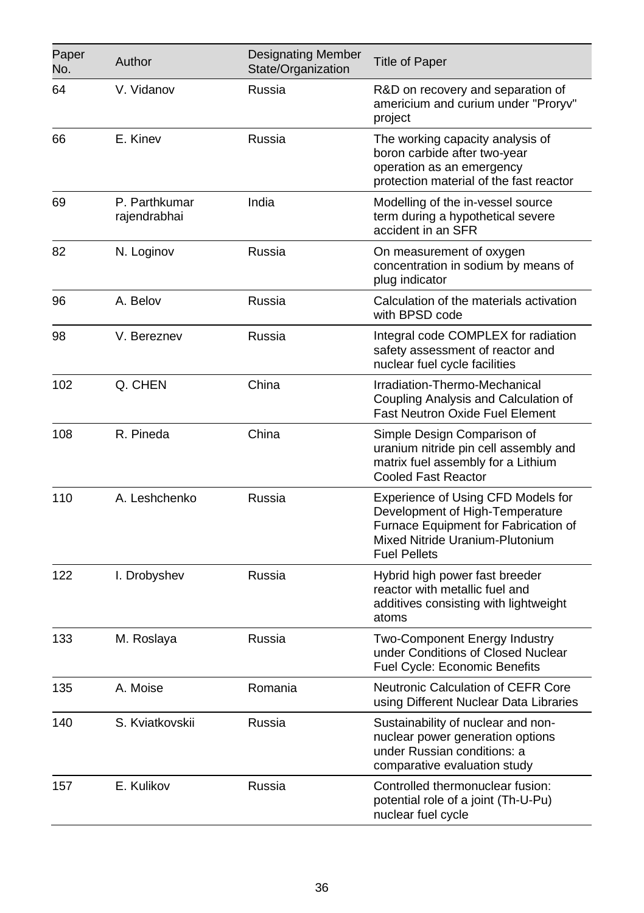| Paper No. | Author | Designating Member State/Organization | Title of Paper |
|---|---|---|---|
| 64 | V. Vidanov | Russia | R&D on recovery and separation of americium and curium under "Proryv" project |
| 66 | E. Kinev | Russia | The working capacity analysis of boron carbide after two-year operation as an emergency protection material of the fast reactor |
| 69 | P. Parthkumar rajendrabhai | India | Modelling of the in-vessel source term during a hypothetical severe accident in an SFR |
| 82 | N. Loginov | Russia | On measurement of oxygen concentration in sodium by means of plug indicator |
| 96 | A. Belov | Russia | Calculation of the materials activation with BPSD code |
| 98 | V. Bereznev | Russia | Integral code COMPLEX for radiation safety assessment of reactor and nuclear fuel cycle facilities |
| 102 | Q. CHEN | China | Irradiation-Thermo-Mechanical Coupling Analysis and Calculation of Fast Neutron Oxide Fuel Element |
| 108 | R. Pineda | China | Simple Design Comparison of uranium nitride pin cell assembly and matrix fuel assembly for a Lithium Cooled Fast Reactor |
| 110 | A. Leshchenko | Russia | Experience of Using CFD Models for Development of High-Temperature Furnace Equipment for Fabrication of Mixed Nitride Uranium-Plutonium Fuel Pellets |
| 122 | I. Drobyshev | Russia | Hybrid high power fast breeder reactor with metallic fuel and additives consisting with lightweight atoms |
| 133 | M. Roslaya | Russia | Two-Component Energy Industry under Conditions of Closed Nuclear Fuel Cycle: Economic Benefits |
| 135 | A. Moise | Romania | Neutronic Calculation of CEFR Core using Different Nuclear Data Libraries |
| 140 | S. Kviatkovskii | Russia | Sustainability of nuclear and non-nuclear power generation options under Russian conditions: a comparative evaluation study |
| 157 | E. Kulikov | Russia | Controlled thermonuclear fusion: potential role of a joint (Th-U-Pu) nuclear fuel cycle |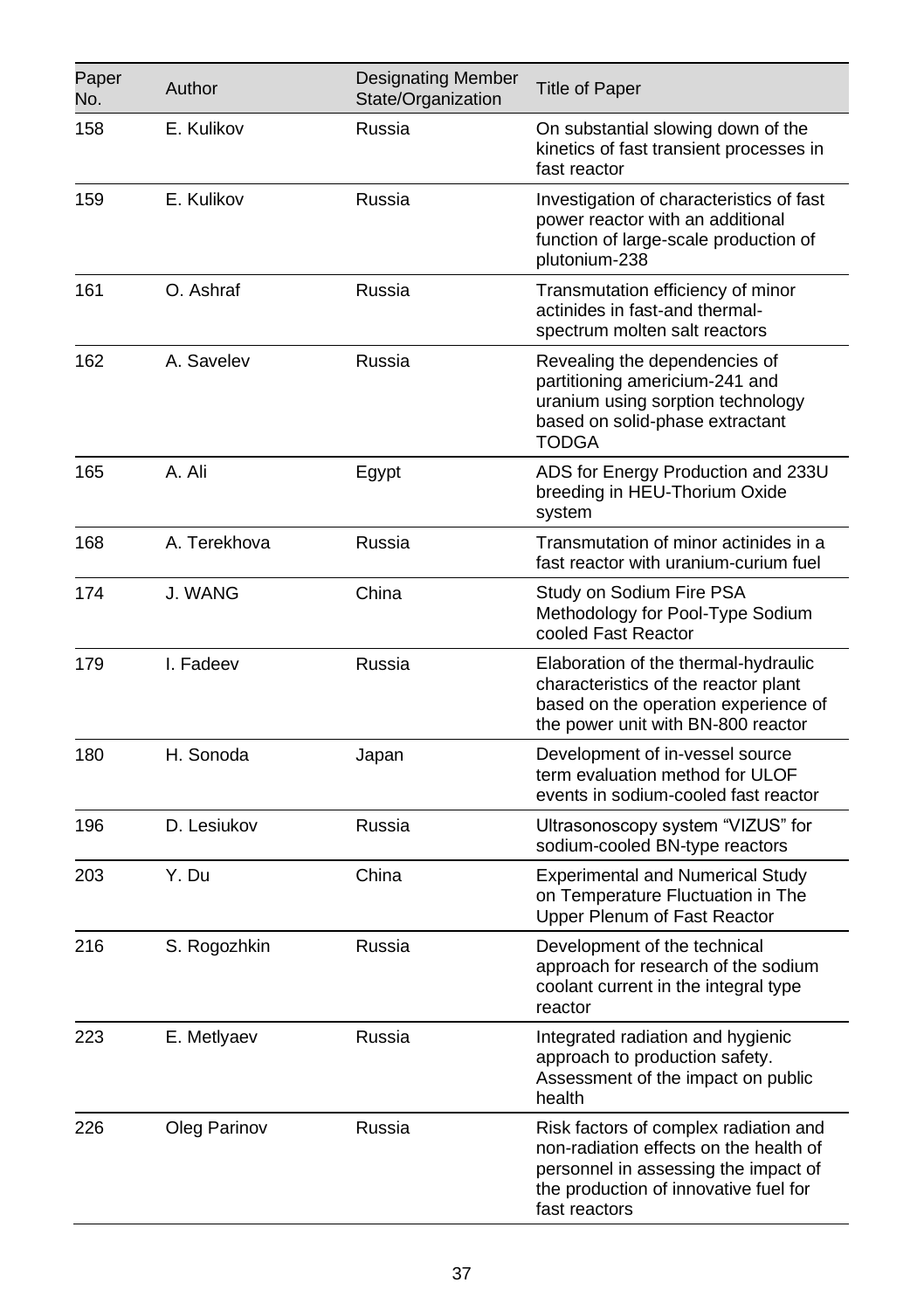| Paper No. | Author | Designating Member State/Organization | Title of Paper |
|---|---|---|---|
| 158 | E. Kulikov | Russia | On substantial slowing down of the kinetics of fast transient processes in fast reactor |
| 159 | E. Kulikov | Russia | Investigation of characteristics of fast power reactor with an additional function of large-scale production of plutonium-238 |
| 161 | O. Ashraf | Russia | Transmutation efficiency of minor actinides in fast-and thermal-spectrum molten salt reactors |
| 162 | A. Savelev | Russia | Revealing the dependencies of partitioning americium-241 and uranium using sorption technology based on solid-phase extractant TODGA |
| 165 | A. Ali | Egypt | ADS for Energy Production and 233U breeding in HEU-Thorium Oxide system |
| 168 | A. Terekhova | Russia | Transmutation of minor actinides in a fast reactor with uranium-curium fuel |
| 174 | J. WANG | China | Study on Sodium Fire PSA Methodology for Pool-Type Sodium cooled Fast Reactor |
| 179 | I. Fadeev | Russia | Elaboration of the thermal-hydraulic characteristics of the reactor plant based on the operation experience of the power unit with BN-800 reactor |
| 180 | H. Sonoda | Japan | Development of in-vessel source term evaluation method for ULOF events in sodium-cooled fast reactor |
| 196 | D. Lesiukov | Russia | Ultrasonoscopy system “VIZUS” for sodium-cooled BN-type reactors |
| 203 | Y. Du | China | Experimental and Numerical Study on Temperature Fluctuation in The Upper Plenum of Fast Reactor |
| 216 | S. Rogozhkin | Russia | Development of the technical approach for research of the sodium coolant current in the integral type reactor |
| 223 | E. Metlyaev | Russia | Integrated radiation and hygienic approach to production safety. Assessment of the impact on public health |
| 226 | Oleg Parinov | Russia | Risk factors of complex radiation and non-radiation effects on the health of personnel in assessing the impact of the production of innovative fuel for fast reactors |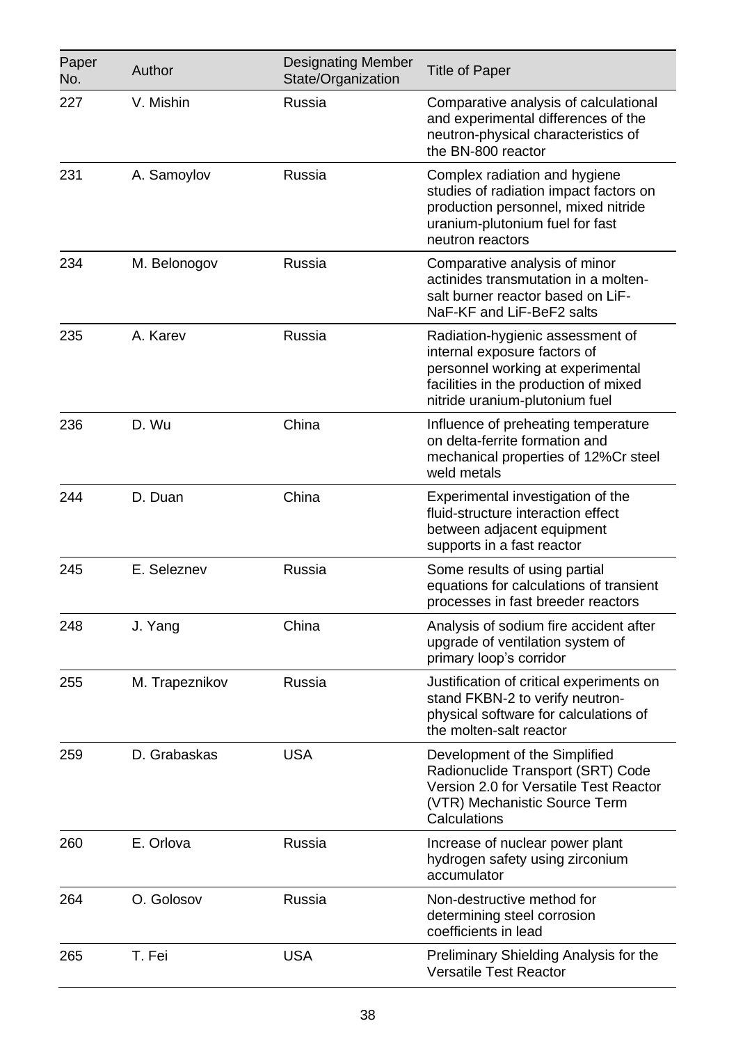| Paper No. | Author | Designating Member State/Organization | Title of Paper |
|---|---|---|---|
| 227 | V. Mishin | Russia | Comparative analysis of calculational and experimental differences of the neutron-physical characteristics of the BN-800 reactor |
| 231 | A. Samoylov | Russia | Complex radiation and hygiene studies of radiation impact factors on production personnel, mixed nitride uranium-plutonium fuel for fast neutron reactors |
| 234 | M. Belonogov | Russia | Comparative analysis of minor actinides transmutation in a molten-salt burner reactor based on LiF-NaF-KF and LiF-BeF2 salts |
| 235 | A. Karev | Russia | Radiation-hygienic assessment of internal exposure factors of personnel working at experimental facilities in the production of mixed nitride uranium-plutonium fuel |
| 236 | D. Wu | China | Influence of preheating temperature on delta-ferrite formation and mechanical properties of 12%Cr steel weld metals |
| 244 | D. Duan | China | Experimental investigation of the fluid-structure interaction effect between adjacent equipment supports in a fast reactor |
| 245 | E. Seleznev | Russia | Some results of using partial equations for calculations of transient processes in fast breeder reactors |
| 248 | J. Yang | China | Analysis of sodium fire accident after upgrade of ventilation system of primary loop's corridor |
| 255 | M. Trapeznikov | Russia | Justification of critical experiments on stand FKBN-2 to verify neutron-physical software for calculations of the molten-salt reactor |
| 259 | D. Grabaskas | USA | Development of the Simplified Radionuclide Transport (SRT) Code Version 2.0 for Versatile Test Reactor (VTR) Mechanistic Source Term Calculations |
| 260 | E. Orlova | Russia | Increase of nuclear power plant hydrogen safety using zirconium accumulator |
| 264 | O. Golosov | Russia | Non-destructive method for determining steel corrosion coefficients in lead |
| 265 | T. Fei | USA | Preliminary Shielding Analysis for the Versatile Test Reactor |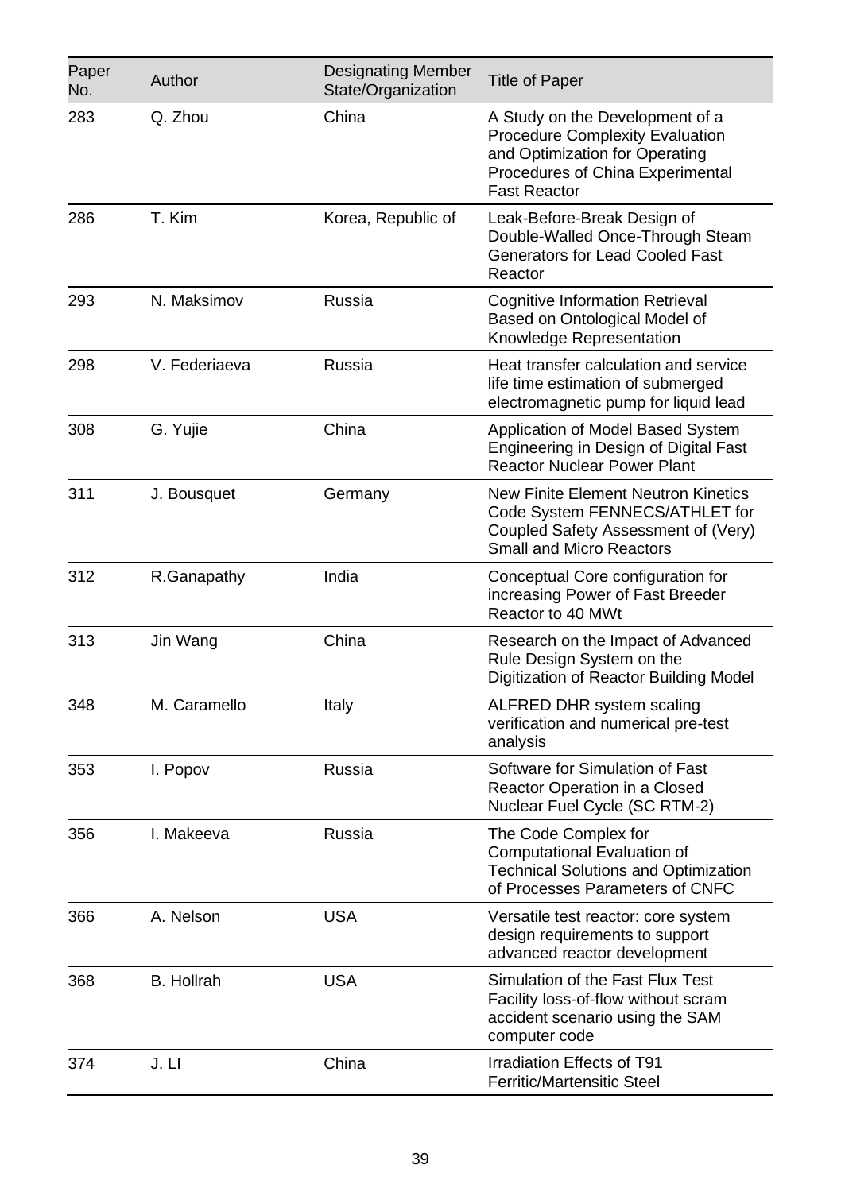| Paper No. | Author | Designating Member State/Organization | Title of Paper |
|---|---|---|---|
| 283 | Q. Zhou | China | A Study on the Development of a Procedure Complexity Evaluation and Optimization for Operating Procedures of China Experimental Fast Reactor |
| 286 | T. Kim | Korea, Republic of | Leak-Before-Break Design of Double-Walled Once-Through Steam Generators for Lead Cooled Fast Reactor |
| 293 | N. Maksimov | Russia | Cognitive Information Retrieval Based on Ontological Model of Knowledge Representation |
| 298 | V. Federiaeva | Russia | Heat transfer calculation and service life time estimation of submerged electromagnetic pump for liquid lead |
| 308 | G. Yujie | China | Application of Model Based System Engineering in Design of Digital Fast Reactor Nuclear Power Plant |
| 311 | J. Bousquet | Germany | New Finite Element Neutron Kinetics Code System FENNECS/ATHLET for Coupled Safety Assessment of (Very) Small and Micro Reactors |
| 312 | R.Ganapathy | India | Conceptual Core configuration for increasing Power of Fast Breeder Reactor to 40 MWt |
| 313 | Jin Wang | China | Research on the Impact of Advanced Rule Design System on the Digitization of Reactor Building Model |
| 348 | M. Caramello | Italy | ALFRED DHR system scaling verification and numerical pre-test analysis |
| 353 | I. Popov | Russia | Software for Simulation of Fast Reactor Operation in a Closed Nuclear Fuel Cycle (SC RTM-2) |
| 356 | I. Makeeva | Russia | The Code Complex for Computational Evaluation of Technical Solutions and Optimization of Processes Parameters of CNFC |
| 366 | A. Nelson | USA | Versatile test reactor: core system design requirements to support advanced reactor development |
| 368 | B. Hollrah | USA | Simulation of the Fast Flux Test Facility loss-of-flow without scram accident scenario using the SAM computer code |
| 374 | J. LI | China | Irradiation Effects of T91 Ferritic/Martensitic Steel |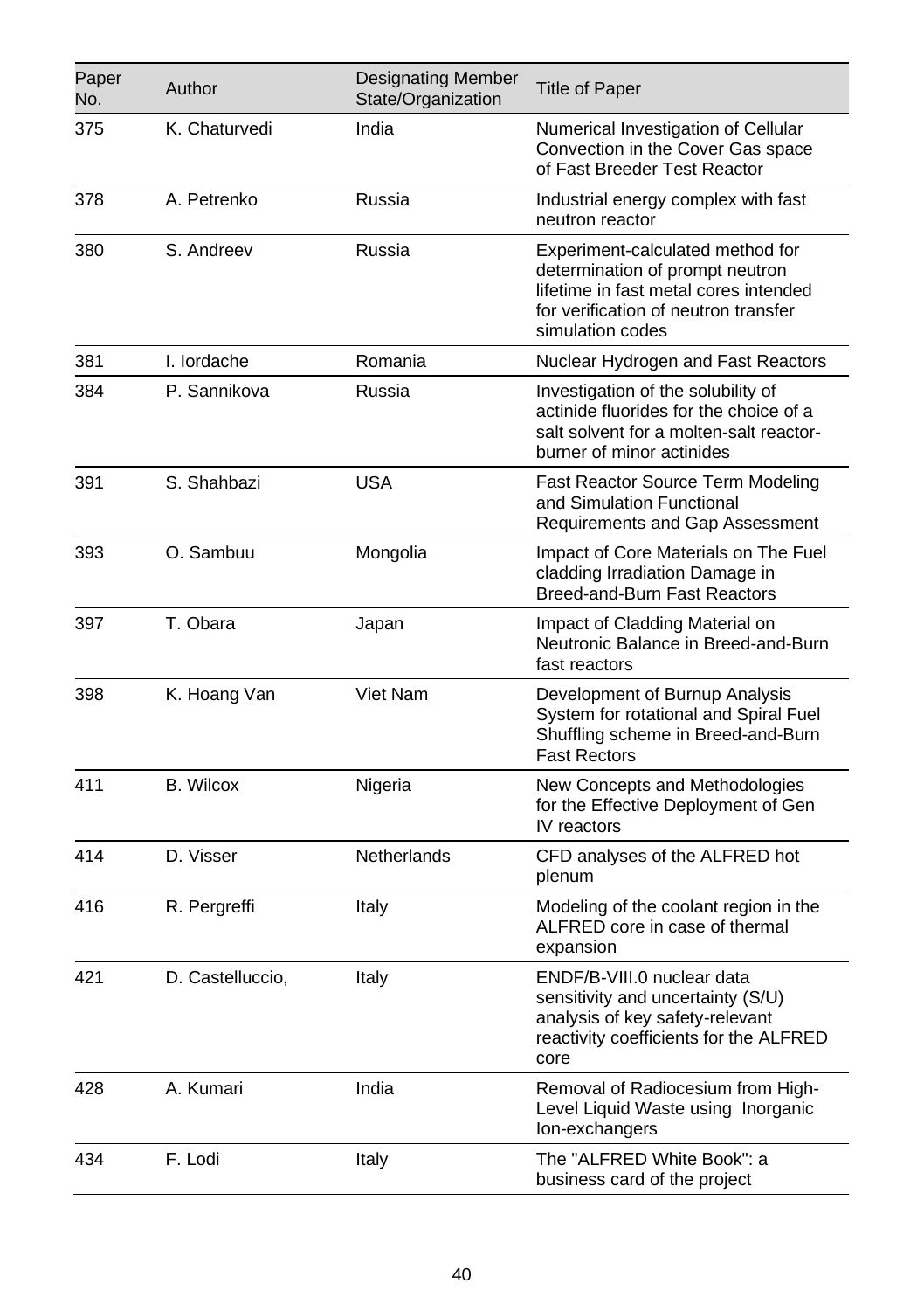| Paper No. | Author | Designating Member State/Organization | Title of Paper |
|---|---|---|---|
| 375 | K. Chaturvedi | India | Numerical Investigation of Cellular Convection in the Cover Gas space of Fast Breeder Test Reactor |
| 378 | A. Petrenko | Russia | Industrial energy complex with fast neutron reactor |
| 380 | S. Andreev | Russia | Experiment-calculated method for determination of prompt neutron lifetime in fast metal cores intended for verification of neutron transfer simulation codes |
| 381 | I. Iordache | Romania | Nuclear Hydrogen and Fast Reactors |
| 384 | P. Sannikova | Russia | Investigation of the solubility of actinide fluorides for the choice of a salt solvent for a molten-salt reactor-burner of minor actinides |
| 391 | S. Shahbazi | USA | Fast Reactor Source Term Modeling and Simulation Functional Requirements and Gap Assessment |
| 393 | O. Sambuu | Mongolia | Impact of Core Materials on The Fuel cladding Irradiation Damage in Breed-and-Burn Fast Reactors |
| 397 | T. Obara | Japan | Impact of Cladding Material on Neutronic Balance in Breed-and-Burn fast reactors |
| 398 | K. Hoang Van | Viet Nam | Development of Burnup Analysis System for rotational and Spiral Fuel Shuffling scheme in Breed-and-Burn Fast Rectors |
| 411 | B. Wilcox | Nigeria | New Concepts and Methodologies for the Effective Deployment of Gen IV reactors |
| 414 | D. Visser | Netherlands | CFD analyses of the ALFRED hot plenum |
| 416 | R. Pergreffi | Italy | Modeling of the coolant region in the ALFRED core in case of thermal expansion |
| 421 | D. Castelluccio, | Italy | ENDF/B-VIII.0 nuclear data sensitivity and uncertainty (S/U) analysis of key safety-relevant reactivity coefficients for the ALFRED core |
| 428 | A. Kumari | India | Removal of Radiocesium from High-Level Liquid Waste using Inorganic Ion-exchangers |
| 434 | F. Lodi | Italy | The "ALFRED White Book": a business card of the project |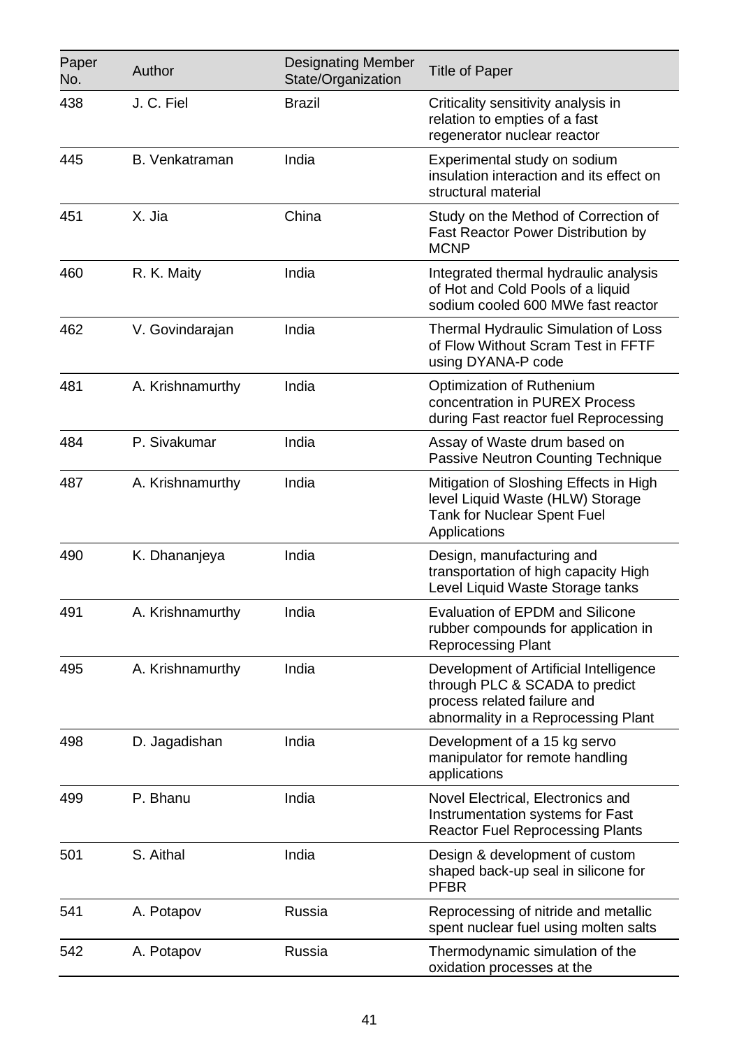| Paper No. | Author | Designating Member State/Organization | Title of Paper |
|---|---|---|---|
| 438 | J. C. Fiel | Brazil | Criticality sensitivity analysis in relation to empties of a fast regenerator nuclear reactor |
| 445 | B. Venkatraman | India | Experimental study on sodium insulation interaction and its effect on structural material |
| 451 | X. Jia | China | Study on the Method of Correction of Fast Reactor Power Distribution by MCNP |
| 460 | R. K. Maity | India | Integrated thermal hydraulic analysis of Hot and Cold Pools of a liquid sodium cooled 600 MWe fast reactor |
| 462 | V. Govindarajan | India | Thermal Hydraulic Simulation of Loss of Flow Without Scram Test in FFTF using DYANA-P code |
| 481 | A. Krishnamurthy | India | Optimization of Ruthenium concentration in PUREX Process during Fast reactor fuel Reprocessing |
| 484 | P. Sivakumar | India | Assay of Waste drum based on Passive Neutron Counting Technique |
| 487 | A. Krishnamurthy | India | Mitigation of Sloshing Effects in High level Liquid Waste (HLW) Storage Tank for Nuclear Spent Fuel Applications |
| 490 | K. Dhananjeya | India | Design, manufacturing and transportation of high capacity High Level Liquid Waste Storage tanks |
| 491 | A. Krishnamurthy | India | Evaluation of EPDM and Silicone rubber compounds for application in Reprocessing Plant |
| 495 | A. Krishnamurthy | India | Development of Artificial Intelligence through PLC & SCADA to predict process related failure and abnormality in a Reprocessing Plant |
| 498 | D. Jagadishan | India | Development of a 15 kg servo manipulator for remote handling applications |
| 499 | P. Bhanu | India | Novel Electrical, Electronics and Instrumentation systems for Fast Reactor Fuel Reprocessing Plants |
| 501 | S. Aithal | India | Design & development of custom shaped back-up seal in silicone for PFBR |
| 541 | A. Potapov | Russia | Reprocessing of nitride and metallic spent nuclear fuel using molten salts |
| 542 | A. Potapov | Russia | Thermodynamic simulation of the oxidation processes at the |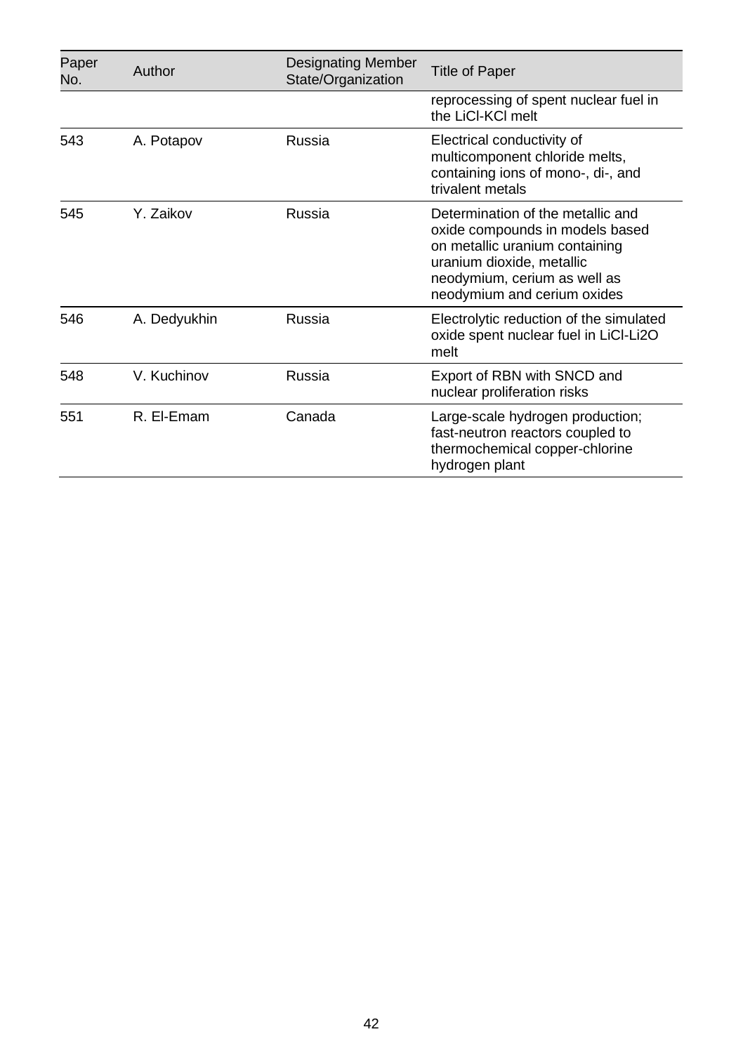| Paper No. | Author | Designating Member State/Organization | Title of Paper |
|---|---|---|---|
| | | | reprocessing of spent nuclear fuel in the LiCl-KCl melt |
| 543 | A. Potapov | Russia | Electrical conductivity of multicomponent chloride melts, containing ions of mono-, di-, and trivalent metals |
| 545 | Y. Zaikov | Russia | Determination of the metallic and oxide compounds in models based on metallic uranium containing uranium dioxide, metallic neodymium, cerium as well as neodymium and cerium oxides |
| 546 | A. Dedyukhin | Russia | Electrolytic reduction of the simulated oxide spent nuclear fuel in LiCl-Li2O melt |
| 548 | V. Kuchinov | Russia | Export of RBN with SNCD and nuclear proliferation risks |
| 551 | R. El-Emam | Canada | Large-scale hydrogen production; fast-neutron reactors coupled to thermochemical copper-chlorine hydrogen plant |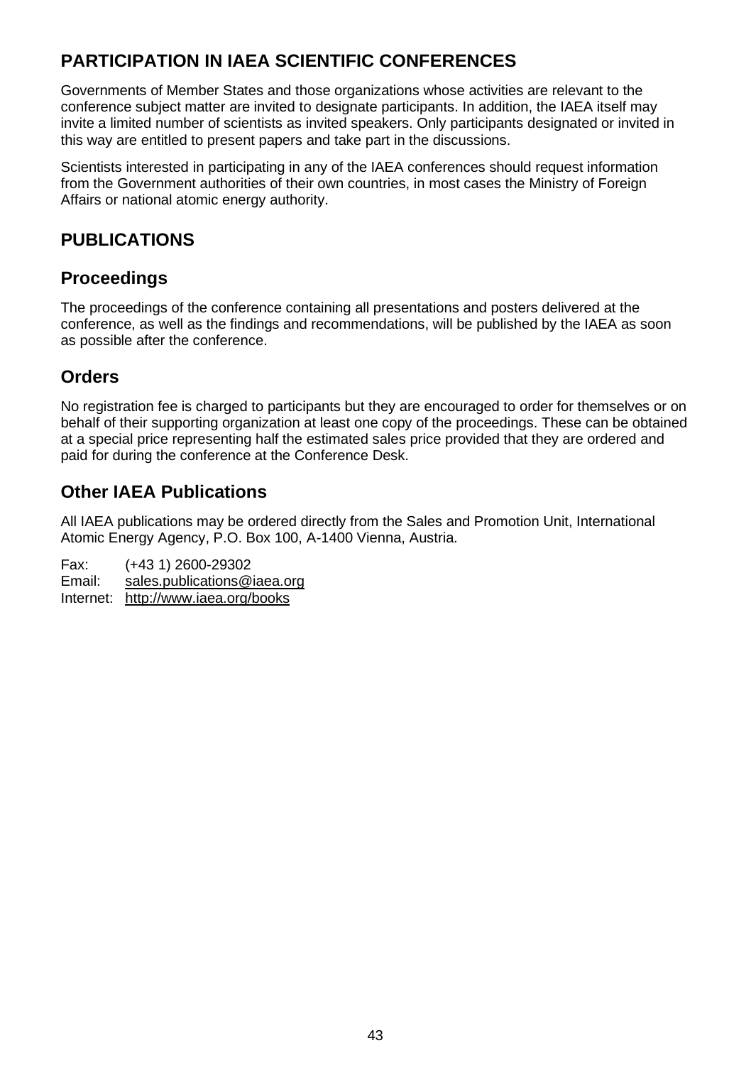## PARTICIPATION IN IAEA SCIENTIFIC CONFERENCES

Governments of Member States and those organizations whose activities are relevant to the conference subject matter are invited to designate participants. In addition, the IAEA itself may invite a limited number of scientists as invited speakers. Only participants designated or invited in this way are entitled to present papers and take part in the discussions.

Scientists interested in participating in any of the IAEA conferences should request information from the Government authorities of their own countries, in most cases the Ministry of Foreign Affairs or national atomic energy authority.

## PUBLICATIONS

### Proceedings

The proceedings of the conference containing all presentations and posters delivered at the conference, as well as the findings and recommendations, will be published by the IAEA as soon as possible after the conference.

### Orders

No registration fee is charged to participants but they are encouraged to order for themselves or on behalf of their supporting organization at least one copy of the proceedings. These can be obtained at a special price representing half the estimated sales price provided that they are ordered and paid for during the conference at the Conference Desk.

### Other IAEA Publications

All IAEA publications may be ordered directly from the Sales and Promotion Unit, International Atomic Energy Agency, P.O. Box 100, A-1400 Vienna, Austria.

Fax: (+43 1) 2600-29302
Email: sales.publications@iaea.org
Internet: http://www.iaea.org/books